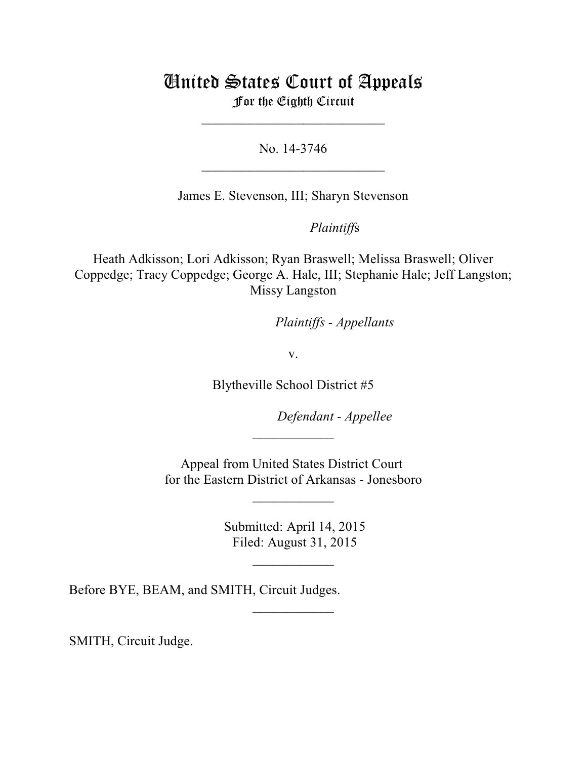# United States Court of Appeals
## For the Eighth Circuit

___________________________

No. 14-3746

___________________________

James E. Stevenson, III; Sharyn Stevenson

*Plaintiffs*

Heath Adkisson; Lori Adkisson; Ryan Braswell; Melissa Braswell; Oliver Coppedge; Tracy Coppedge; George A. Hale, III; Stephanie Hale; Jeff Langston; Missy Langston

*Plaintiffs - Appellants*

v.

Blytheville School District #5

*Defendant - Appellee*

____________

Appeal from United States District Court
for the Eastern District of Arkansas - Jonesboro

____________

Submitted: April 14, 2015
Filed: August 31, 2015

____________

Before BYE, BEAM, and SMITH, Circuit Judges.

____________

SMITH, Circuit Judge.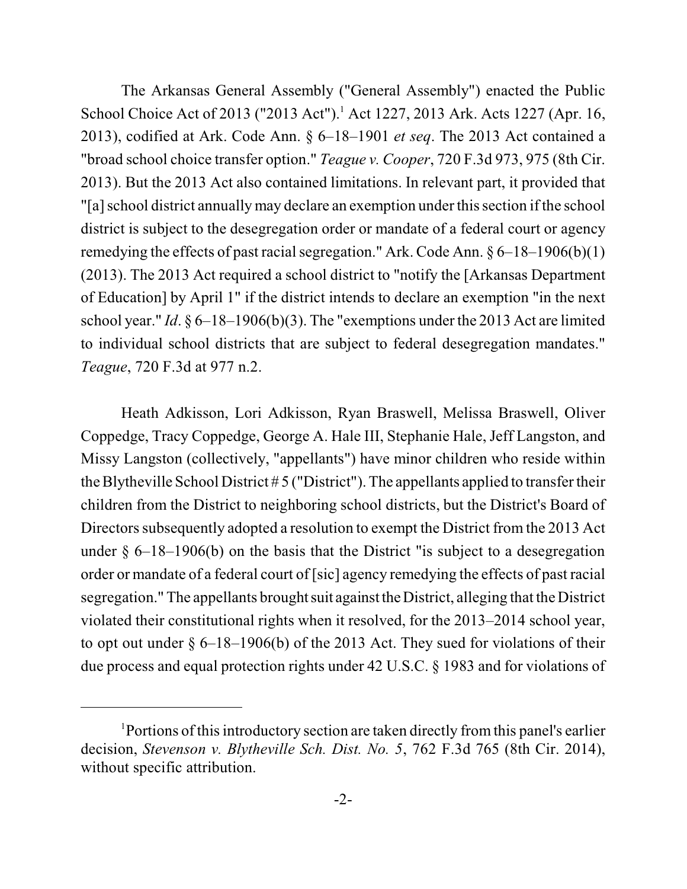The Arkansas General Assembly ("General Assembly") enacted the Public School Choice Act of 2013 ("2013 Act").[1] Act 1227, 2013 Ark. Acts 1227 (Apr. 16, 2013), codified at Ark. Code Ann. § 6–18–1901 *et seq*. The 2013 Act contained a "broad school choice transfer option." *Teague v. Cooper*, 720 F.3d 973, 975 (8th Cir. 2013). But the 2013 Act also contained limitations. In relevant part, it provided that "[a] school district annually may declare an exemption under this section if the school district is subject to the desegregation order or mandate of a federal court or agency remedying the effects of past racial segregation." Ark. Code Ann. § 6–18–1906(b)(1) (2013). The 2013 Act required a school district to "notify the [Arkansas Department of Education] by April 1" if the district intends to declare an exemption "in the next school year." *Id*. § 6–18–1906(b)(3). The "exemptions under the 2013 Act are limited to individual school districts that are subject to federal desegregation mandates." *Teague*, 720 F.3d at 977 n.2.

Heath Adkisson, Lori Adkisson, Ryan Braswell, Melissa Braswell, Oliver Coppedge, Tracy Coppedge, George A. Hale III, Stephanie Hale, Jeff Langston, and Missy Langston (collectively, "appellants") have minor children who reside within the Blytheville School District # 5 ("District"). The appellants applied to transfer their children from the District to neighboring school districts, but the District's Board of Directors subsequently adopted a resolution to exempt the District from the 2013 Act under § 6–18–1906(b) on the basis that the District "is subject to a desegregation order or mandate of a federal court of [sic] agency remedying the effects of past racial segregation." The appellants brought suit against the District, alleging that the District violated their constitutional rights when it resolved, for the 2013–2014 school year, to opt out under § 6–18–1906(b) of the 2013 Act. They sued for violations of their due process and equal protection rights under 42 U.S.C. § 1983 and for violations of

[1] Portions of this introductory section are taken directly from this panel's earlier decision, *Stevenson v. Blytheville Sch. Dist. No. 5*, 762 F.3d 765 (8th Cir. 2014), without specific attribution.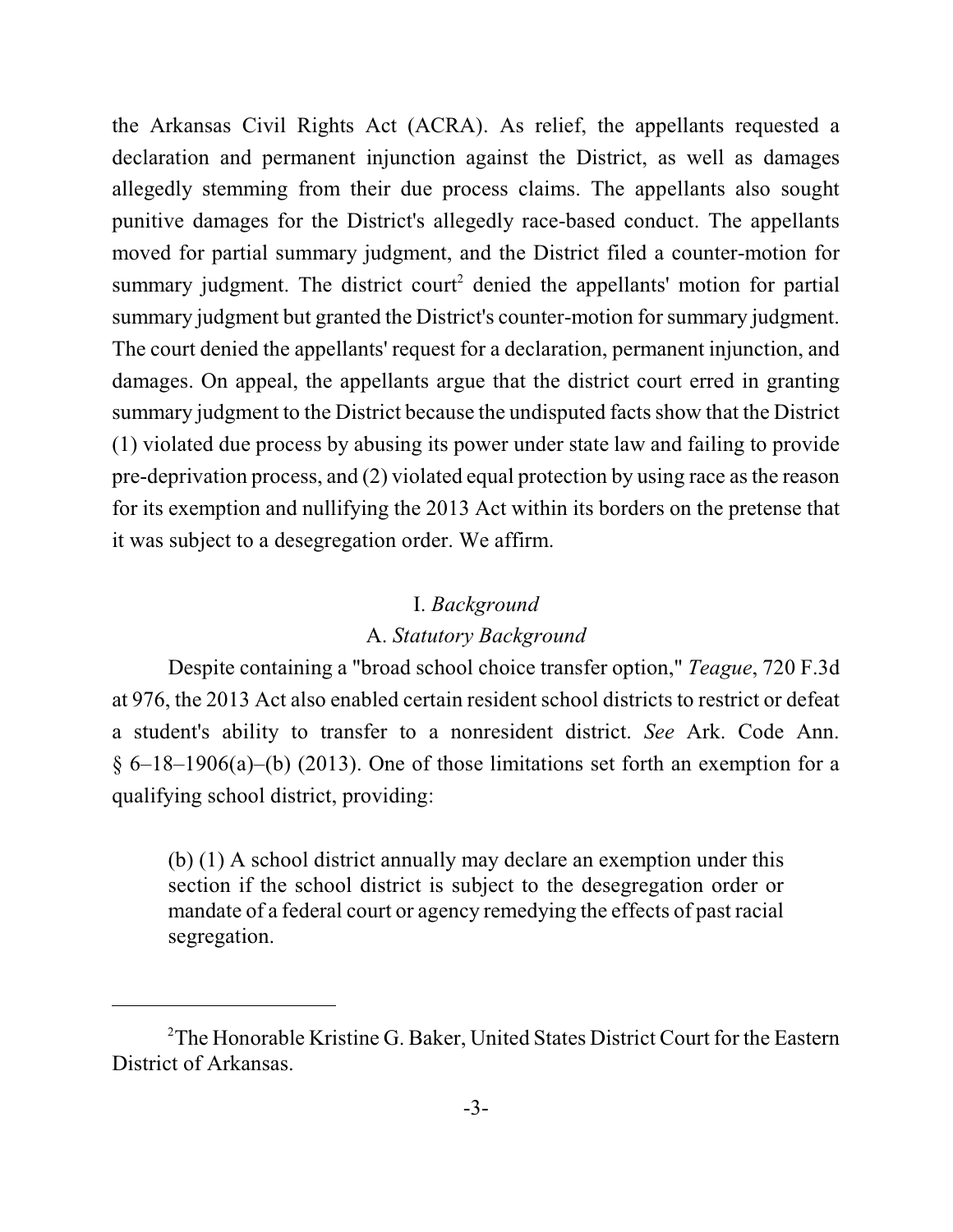the Arkansas Civil Rights Act (ACRA). As relief, the appellants requested a declaration and permanent injunction against the District, as well as damages allegedly stemming from their due process claims. The appellants also sought punitive damages for the District's allegedly race-based conduct. The appellants moved for partial summary judgment, and the District filed a counter-motion for summary judgment. The district court[2] denied the appellants' motion for partial summary judgment but granted the District's counter-motion for summary judgment. The court denied the appellants' request for a declaration, permanent injunction, and damages. On appeal, the appellants argue that the district court erred in granting summary judgment to the District because the undisputed facts show that the District (1) violated due process by abusing its power under state law and failing to provide pre-deprivation process, and (2) violated equal protection by using race as the reason for its exemption and nullifying the 2013 Act within its borders on the pretense that it was subject to a desegregation order. We affirm.

## I. *Background*

### A. *Statutory Background*

Despite containing a "broad school choice transfer option," *Teague*, 720 F.3d at 976, the 2013 Act also enabled certain resident school districts to restrict or defeat a student's ability to transfer to a nonresident district. *See* Ark. Code Ann. § 6–18–1906(a)–(b) (2013). One of those limitations set forth an exemption for a qualifying school district, providing:

> (b) (1) A school district annually may declare an exemption under this section if the school district is subject to the desegregation order or mandate of a federal court or agency remedying the effects of past racial segregation.

[2] The Honorable Kristine G. Baker, United States District Court for the Eastern District of Arkansas.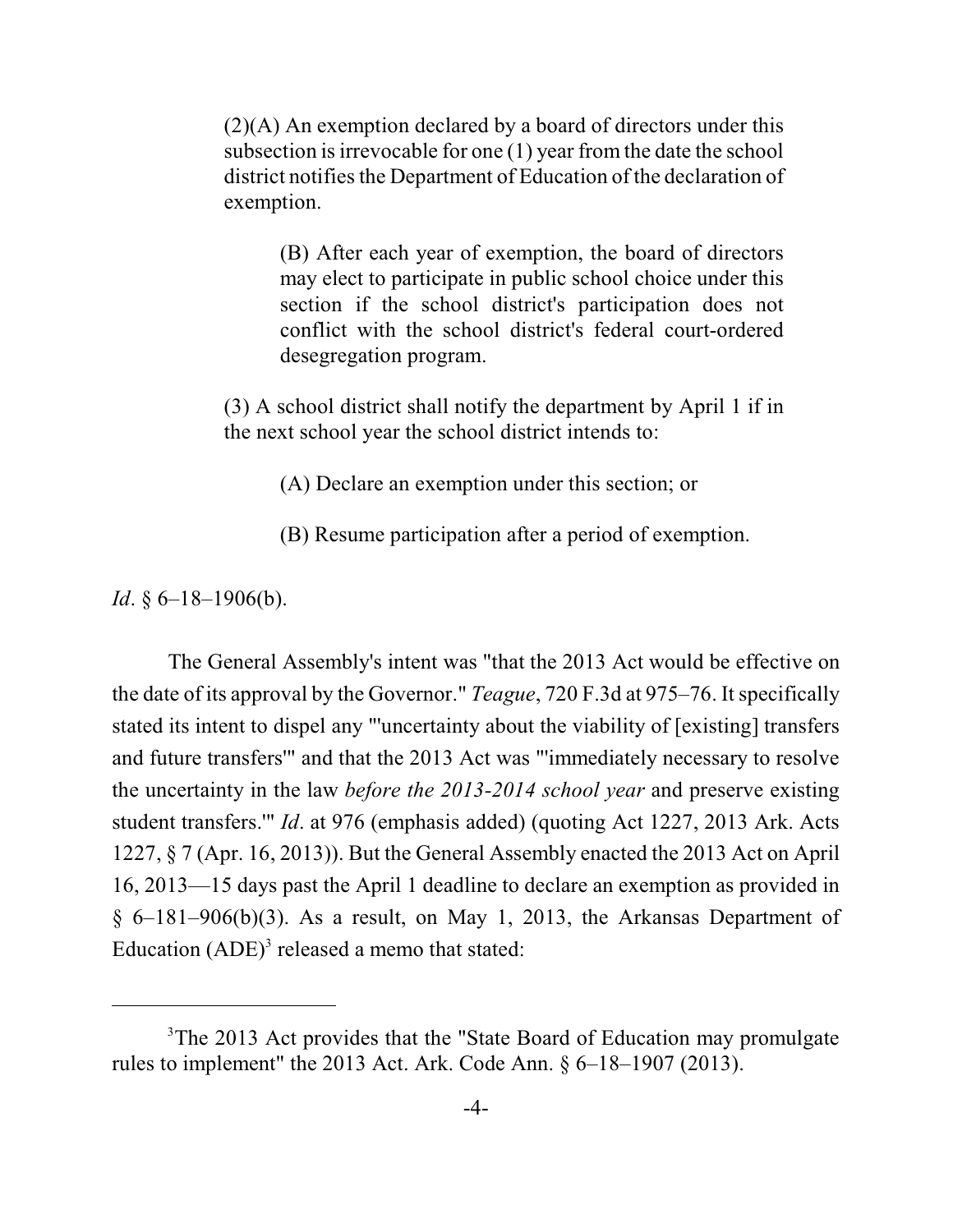> (2)(A) An exemption declared by a board of directors under this subsection is irrevocable for one (1) year from the date the school district notifies the Department of Education of the declaration of exemption.
>
> > (B) After each year of exemption, the board of directors may elect to participate in public school choice under this section if the school district's participation does not conflict with the school district's federal court-ordered desegregation program.
>
> (3) A school district shall notify the department by April 1 if in the next school year the school district intends to:
>
> > (A) Declare an exemption under this section; or
> >
> > (B) Resume participation after a period of exemption.

*Id*. § 6–18–1906(b).

The General Assembly's intent was "that the 2013 Act would be effective on the date of its approval by the Governor." *Teague*, 720 F.3d at 975–76. It specifically stated its intent to dispel any "'uncertainty about the viability of [existing] transfers and future transfers'" and that the 2013 Act was "'immediately necessary to resolve the uncertainty in the law *before the 2013-2014 school year* and preserve existing student transfers.'" *Id*. at 976 (emphasis added) (quoting Act 1227, 2013 Ark. Acts 1227, § 7 (Apr. 16, 2013)). But the General Assembly enacted the 2013 Act on April 16, 2013—15 days past the April 1 deadline to declare an exemption as provided in § 6–181–906(b)(3). As a result, on May 1, 2013, the Arkansas Department of Education (ADE)[3] released a memo that stated:

---

[3]The 2013 Act provides that the "State Board of Education may promulgate rules to implement" the 2013 Act. Ark. Code Ann. § 6–18–1907 (2013).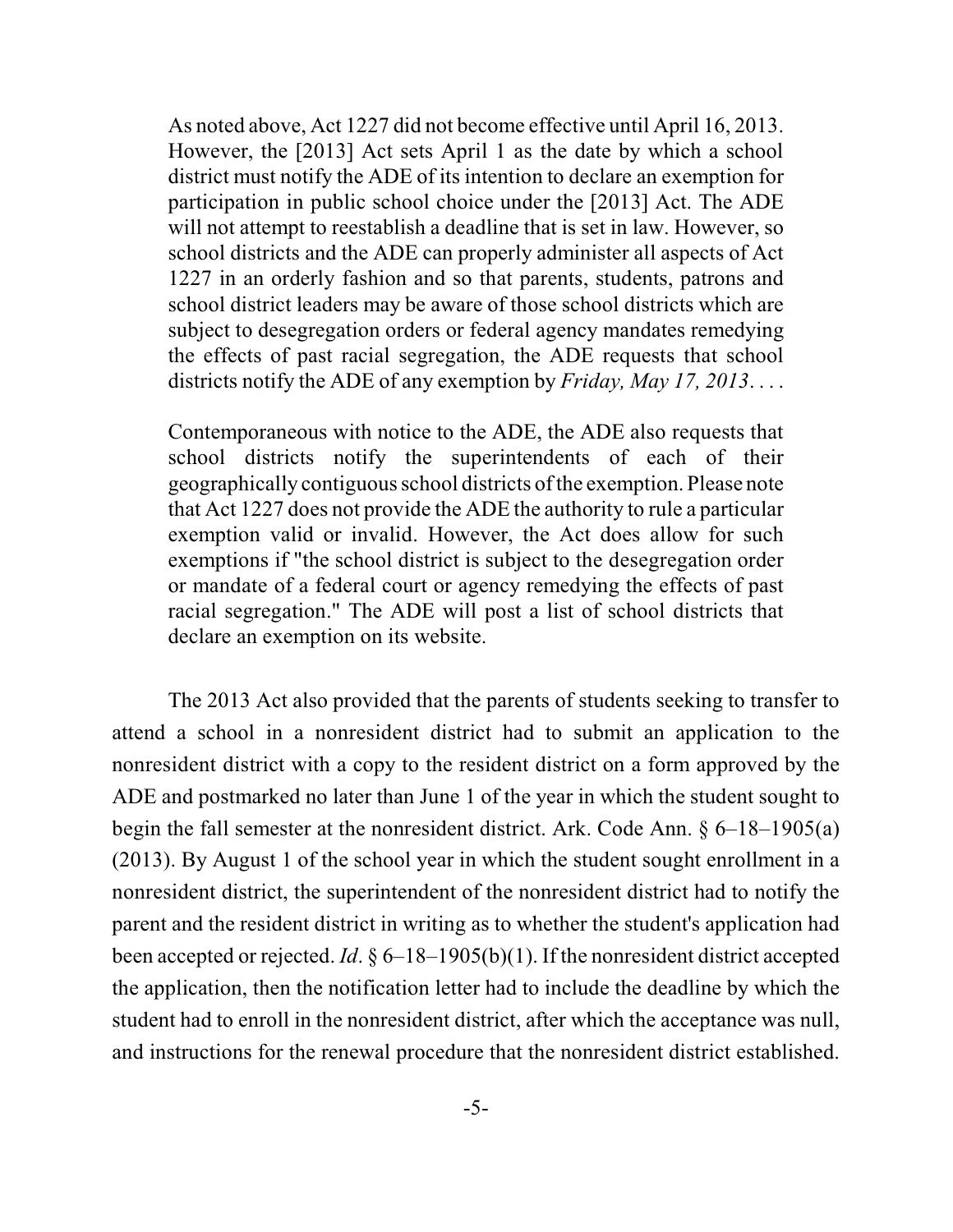> As noted above, Act 1227 did not become effective until April 16, 2013. However, the [2013] Act sets April 1 as the date by which a school district must notify the ADE of its intention to declare an exemption for participation in public school choice under the [2013] Act. The ADE will not attempt to reestablish a deadline that is set in law. However, so school districts and the ADE can properly administer all aspects of Act 1227 in an orderly fashion and so that parents, students, patrons and school district leaders may be aware of those school districts which are subject to desegregation orders or federal agency mandates remedying the effects of past racial segregation, the ADE requests that school districts notify the ADE of any exemption by *Friday, May 17, 2013*. . . .
>
> Contemporaneous with notice to the ADE, the ADE also requests that school districts notify the superintendents of each of their geographically contiguous school districts of the exemption. Please note that Act 1227 does not provide the ADE the authority to rule a particular exemption valid or invalid. However, the Act does allow for such exemptions if "the school district is subject to the desegregation order or mandate of a federal court or agency remedying the effects of past racial segregation." The ADE will post a list of school districts that declare an exemption on its website.

The 2013 Act also provided that the parents of students seeking to transfer to attend a school in a nonresident district had to submit an application to the nonresident district with a copy to the resident district on a form approved by the ADE and postmarked no later than June 1 of the year in which the student sought to begin the fall semester at the nonresident district. Ark. Code Ann. § 6–18–1905(a) (2013). By August 1 of the school year in which the student sought enrollment in a nonresident district, the superintendent of the nonresident district had to notify the parent and the resident district in writing as to whether the student's application had been accepted or rejected. *Id*. § 6–18–1905(b)(1). If the nonresident district accepted the application, then the notification letter had to include the deadline by which the student had to enroll in the nonresident district, after which the acceptance was null, and instructions for the renewal procedure that the nonresident district established.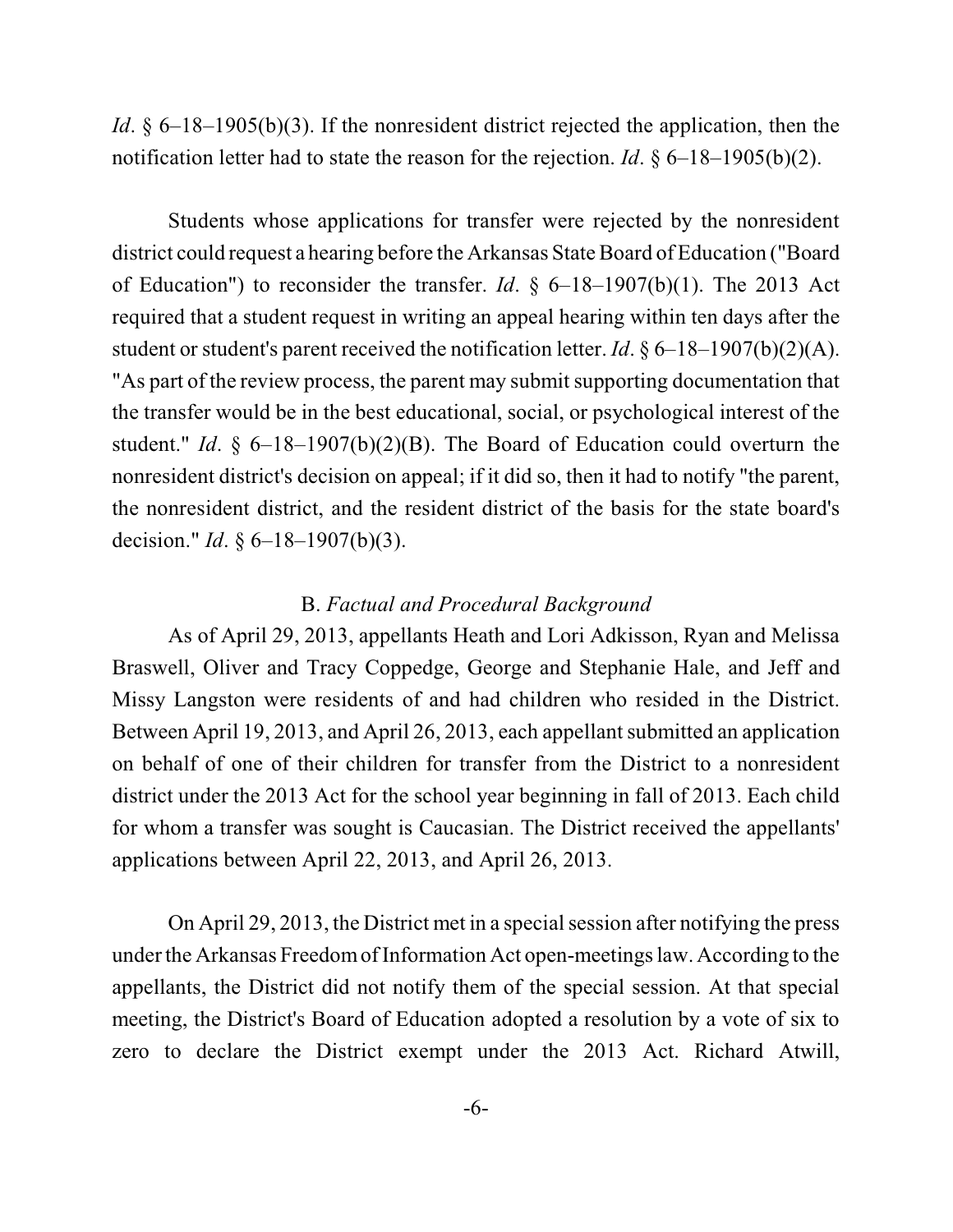*Id*. § 6–18–1905(b)(3). If the nonresident district rejected the application, then the notification letter had to state the reason for the rejection. *Id*. § 6–18–1905(b)(2).

Students whose applications for transfer were rejected by the nonresident district could request a hearing before the Arkansas State Board of Education ("Board of Education") to reconsider the transfer. *Id*. § 6–18–1907(b)(1). The 2013 Act required that a student request in writing an appeal hearing within ten days after the student or student's parent received the notification letter. *Id*. § 6–18–1907(b)(2)(A). "As part of the review process, the parent may submit supporting documentation that the transfer would be in the best educational, social, or psychological interest of the student." *Id*. § 6–18–1907(b)(2)(B). The Board of Education could overturn the nonresident district's decision on appeal; if it did so, then it had to notify "the parent, the nonresident district, and the resident district of the basis for the state board's decision." *Id*. § 6–18–1907(b)(3).

### B. *Factual and Procedural Background*

As of April 29, 2013, appellants Heath and Lori Adkisson, Ryan and Melissa Braswell, Oliver and Tracy Coppedge, George and Stephanie Hale, and Jeff and Missy Langston were residents of and had children who resided in the District. Between April 19, 2013, and April 26, 2013, each appellant submitted an application on behalf of one of their children for transfer from the District to a nonresident district under the 2013 Act for the school year beginning in fall of 2013. Each child for whom a transfer was sought is Caucasian. The District received the appellants' applications between April 22, 2013, and April 26, 2013.

On April 29, 2013, the District met in a special session after notifying the press under the Arkansas Freedom of Information Act open-meetings law. According to the appellants, the District did not notify them of the special session. At that special meeting, the District's Board of Education adopted a resolution by a vote of six to zero to declare the District exempt under the 2013 Act. Richard Atwill,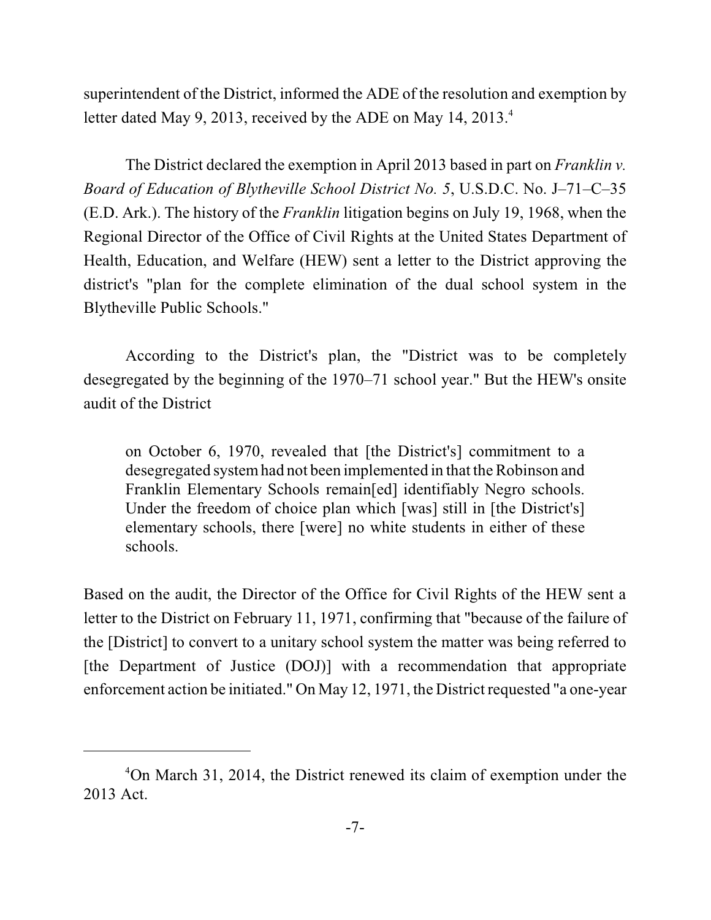superintendent of the District, informed the ADE of the resolution and exemption by letter dated May 9, 2013, received by the ADE on May 14, 2013.[4]

The District declared the exemption in April 2013 based in part on *Franklin v. Board of Education of Blytheville School District No. 5*, U.S.D.C. No. J–71–C–35 (E.D. Ark.). The history of the *Franklin* litigation begins on July 19, 1968, when the Regional Director of the Office of Civil Rights at the United States Department of Health, Education, and Welfare (HEW) sent a letter to the District approving the district's "plan for the complete elimination of the dual school system in the Blytheville Public Schools."

According to the District's plan, the "District was to be completely desegregated by the beginning of the 1970–71 school year." But the HEW's onsite audit of the District

> on October 6, 1970, revealed that [the District's] commitment to a desegregated system had not been implemented in that the Robinson and Franklin Elementary Schools remain[ed] identifiably Negro schools. Under the freedom of choice plan which [was] still in [the District's] elementary schools, there [were] no white students in either of these schools.

Based on the audit, the Director of the Office for Civil Rights of the HEW sent a letter to the District on February 11, 1971, confirming that "because of the failure of the [District] to convert to a unitary school system the matter was being referred to [the Department of Justice (DOJ)] with a recommendation that appropriate enforcement action be initiated." On May 12, 1971, the District requested "a one-year

---

[4]On March 31, 2014, the District renewed its claim of exemption under the 2013 Act.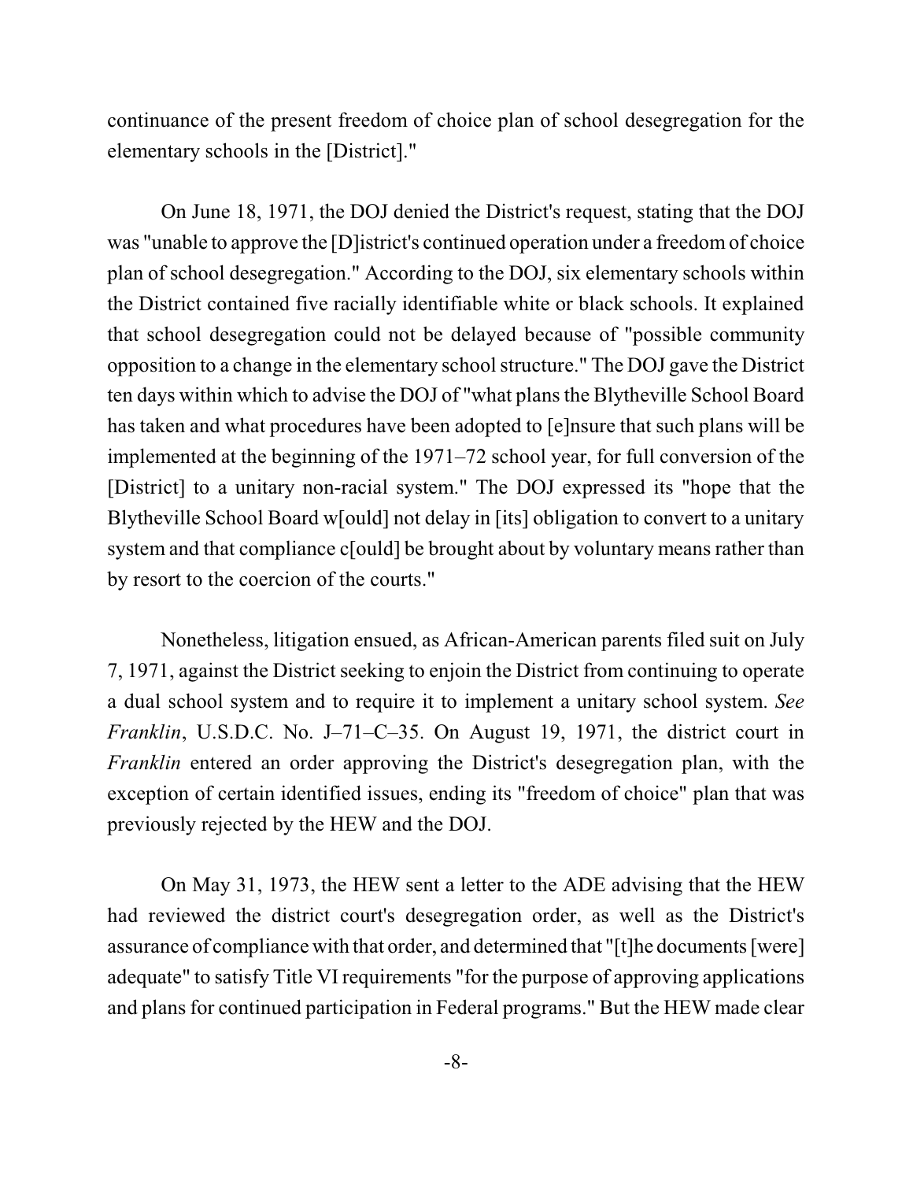continuance of the present freedom of choice plan of school desegregation for the elementary schools in the [District]."

On June 18, 1971, the DOJ denied the District's request, stating that the DOJ was "unable to approve the [D]istrict's continued operation under a freedom of choice plan of school desegregation." According to the DOJ, six elementary schools within the District contained five racially identifiable white or black schools. It explained that school desegregation could not be delayed because of "possible community opposition to a change in the elementary school structure." The DOJ gave the District ten days within which to advise the DOJ of "what plans the Blytheville School Board has taken and what procedures have been adopted to [e]nsure that such plans will be implemented at the beginning of the 1971–72 school year, for full conversion of the [District] to a unitary non-racial system." The DOJ expressed its "hope that the Blytheville School Board w[ould] not delay in [its] obligation to convert to a unitary system and that compliance c[ould] be brought about by voluntary means rather than by resort to the coercion of the courts."

Nonetheless, litigation ensued, as African-American parents filed suit on July 7, 1971, against the District seeking to enjoin the District from continuing to operate a dual school system and to require it to implement a unitary school system. *See Franklin*, U.S.D.C. No. J–71–C–35. On August 19, 1971, the district court in *Franklin* entered an order approving the District's desegregation plan, with the exception of certain identified issues, ending its "freedom of choice" plan that was previously rejected by the HEW and the DOJ.

On May 31, 1973, the HEW sent a letter to the ADE advising that the HEW had reviewed the district court's desegregation order, as well as the District's assurance of compliance with that order, and determined that "[t]he documents [were] adequate" to satisfy Title VI requirements "for the purpose of approving applications and plans for continued participation in Federal programs." But the HEW made clear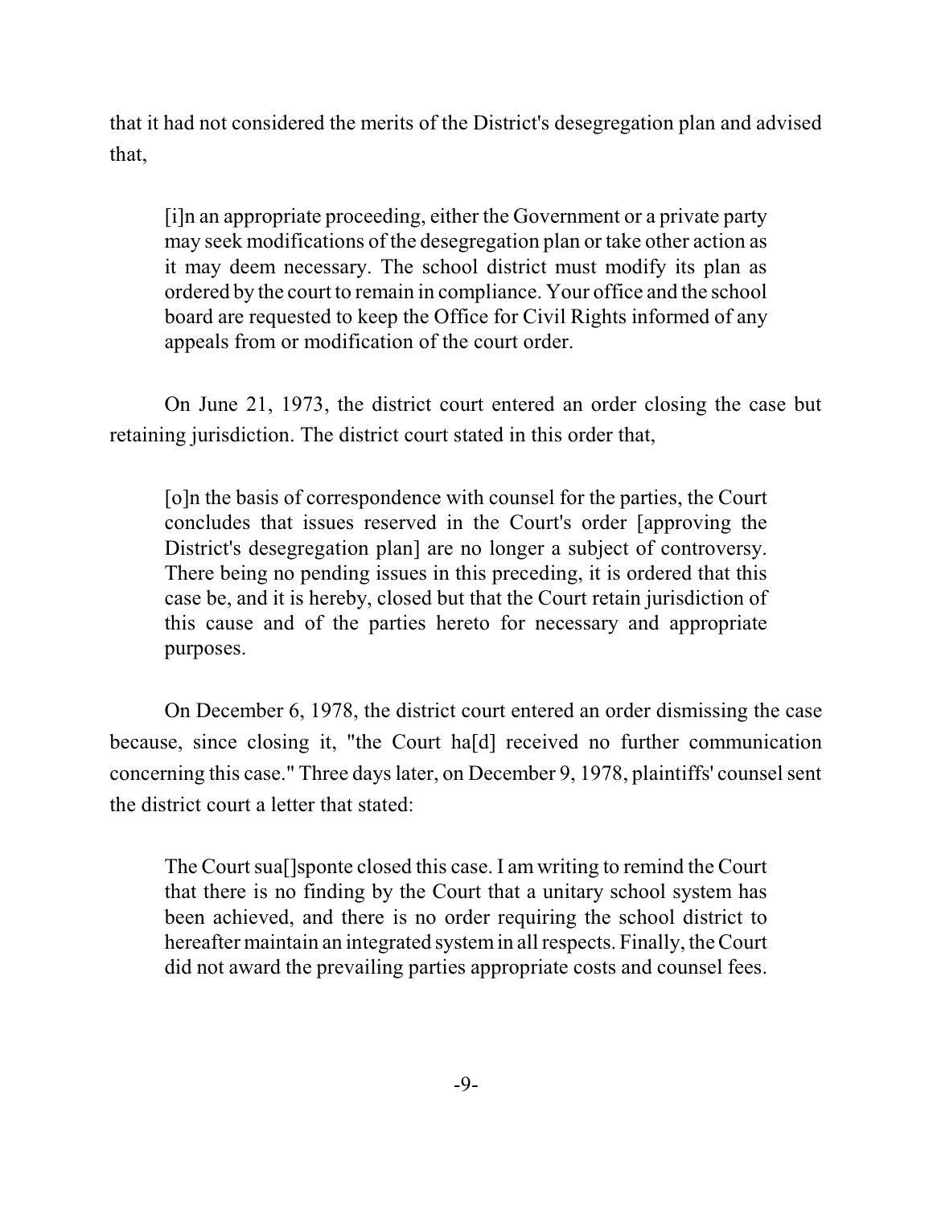that it had not considered the merits of the District's desegregation plan and advised that,

> [i]n an appropriate proceeding, either the Government or a private party may seek modifications of the desegregation plan or take other action as it may deem necessary. The school district must modify its plan as ordered by the court to remain in compliance. Your office and the school board are requested to keep the Office for Civil Rights informed of any appeals from or modification of the court order.

On June 21, 1973, the district court entered an order closing the case but retaining jurisdiction. The district court stated in this order that,

> [o]n the basis of correspondence with counsel for the parties, the Court concludes that issues reserved in the Court's order [approving the District's desegregation plan] are no longer a subject of controversy. There being no pending issues in this preceding, it is ordered that this case be, and it is hereby, closed but that the Court retain jurisdiction of this cause and of the parties hereto for necessary and appropriate purposes.

On December 6, 1978, the district court entered an order dismissing the case because, since closing it, "the Court ha[d] received no further communication concerning this case." Three days later, on December 9, 1978, plaintiffs' counsel sent the district court a letter that stated:

> The Court sua[]sponte closed this case. I am writing to remind the Court that there is no finding by the Court that a unitary school system has been achieved, and there is no order requiring the school district to hereafter maintain an integrated system in all respects. Finally, the Court did not award the prevailing parties appropriate costs and counsel fees.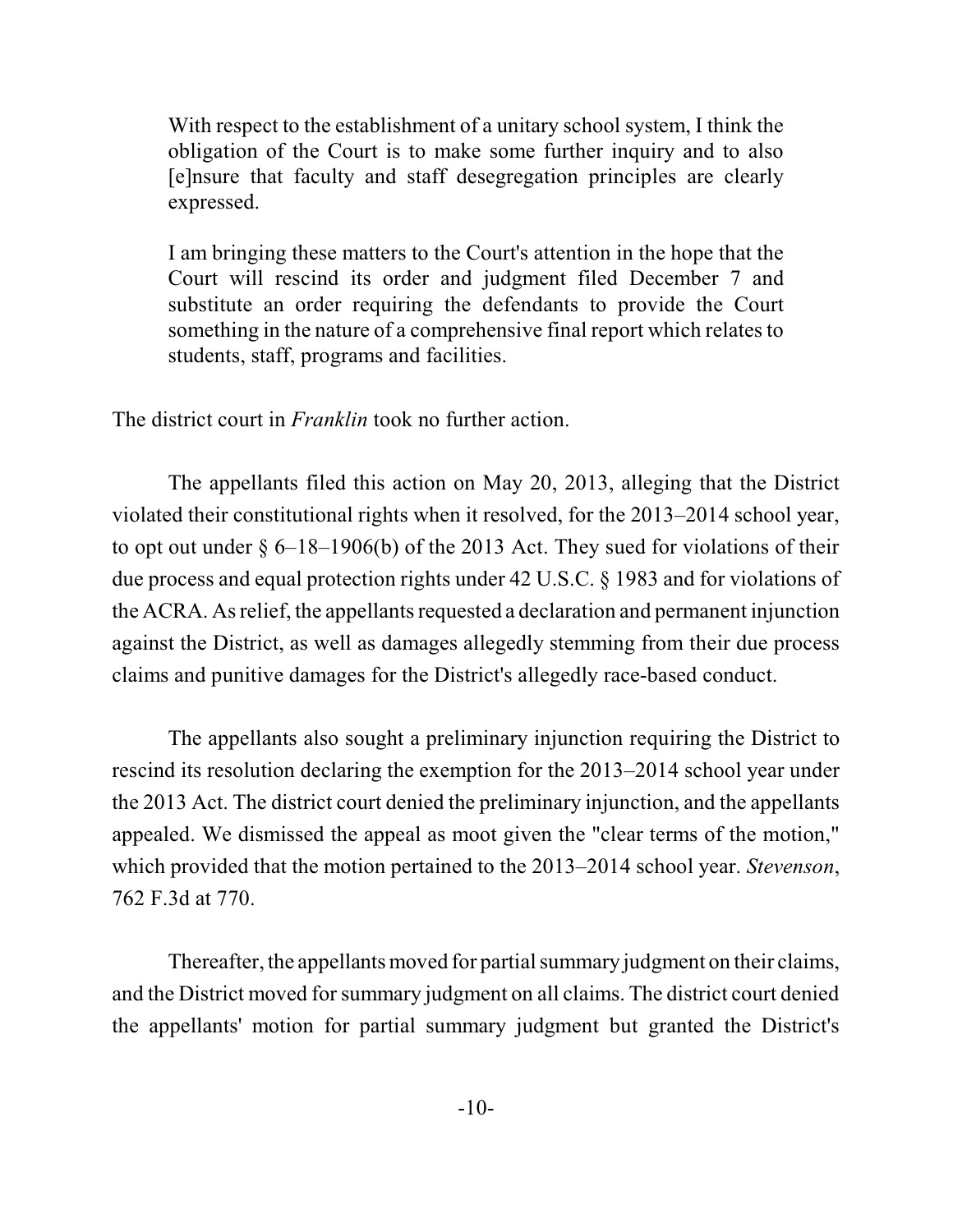> With respect to the establishment of a unitary school system, I think the obligation of the Court is to make some further inquiry and to also [e]nsure that faculty and staff desegregation principles are clearly expressed.
>
> I am bringing these matters to the Court's attention in the hope that the Court will rescind its order and judgment filed December 7 and substitute an order requiring the defendants to provide the Court something in the nature of a comprehensive final report which relates to students, staff, programs and facilities.

The district court in *Franklin* took no further action.

The appellants filed this action on May 20, 2013, alleging that the District violated their constitutional rights when it resolved, for the 2013–2014 school year, to opt out under § 6–18–1906(b) of the 2013 Act. They sued for violations of their due process and equal protection rights under 42 U.S.C. § 1983 and for violations of the ACRA. As relief, the appellants requested a declaration and permanent injunction against the District, as well as damages allegedly stemming from their due process claims and punitive damages for the District's allegedly race-based conduct.

The appellants also sought a preliminary injunction requiring the District to rescind its resolution declaring the exemption for the 2013–2014 school year under the 2013 Act. The district court denied the preliminary injunction, and the appellants appealed. We dismissed the appeal as moot given the "clear terms of the motion," which provided that the motion pertained to the 2013–2014 school year. *Stevenson*, 762 F.3d at 770.

Thereafter, the appellants moved for partial summary judgment on their claims, and the District moved for summary judgment on all claims. The district court denied the appellants' motion for partial summary judgment but granted the District's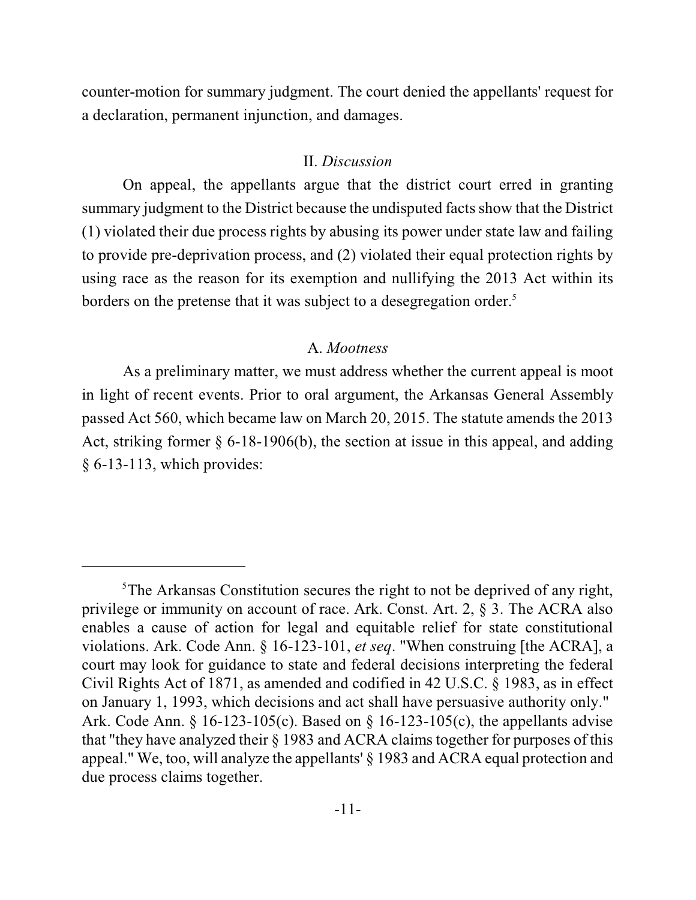counter-motion for summary judgment. The court denied the appellants' request for a declaration, permanent injunction, and damages.

## II. *Discussion*

On appeal, the appellants argue that the district court erred in granting summary judgment to the District because the undisputed facts show that the District (1) violated their due process rights by abusing its power under state law and failing to provide pre-deprivation process, and (2) violated their equal protection rights by using race as the reason for its exemption and nullifying the 2013 Act within its borders on the pretense that it was subject to a desegregation order.[5]

### A. *Mootness*

As a preliminary matter, we must address whether the current appeal is moot in light of recent events. Prior to oral argument, the Arkansas General Assembly passed Act 560, which became law on March 20, 2015. The statute amends the 2013 Act, striking former § 6-18-1906(b), the section at issue in this appeal, and adding § 6-13-113, which provides:

---

[5]The Arkansas Constitution secures the right to not be deprived of any right, privilege or immunity on account of race. Ark. Const. Art. 2, § 3. The ACRA also enables a cause of action for legal and equitable relief for state constitutional violations. Ark. Code Ann. § 16-123-101, *et seq*. "When construing [the ACRA], a court may look for guidance to state and federal decisions interpreting the federal Civil Rights Act of 1871, as amended and codified in 42 U.S.C. § 1983, as in effect on January 1, 1993, which decisions and act shall have persuasive authority only." Ark. Code Ann. § 16-123-105(c). Based on § 16-123-105(c), the appellants advise that "they have analyzed their § 1983 and ACRA claims together for purposes of this appeal." We, too, will analyze the appellants' § 1983 and ACRA equal protection and due process claims together.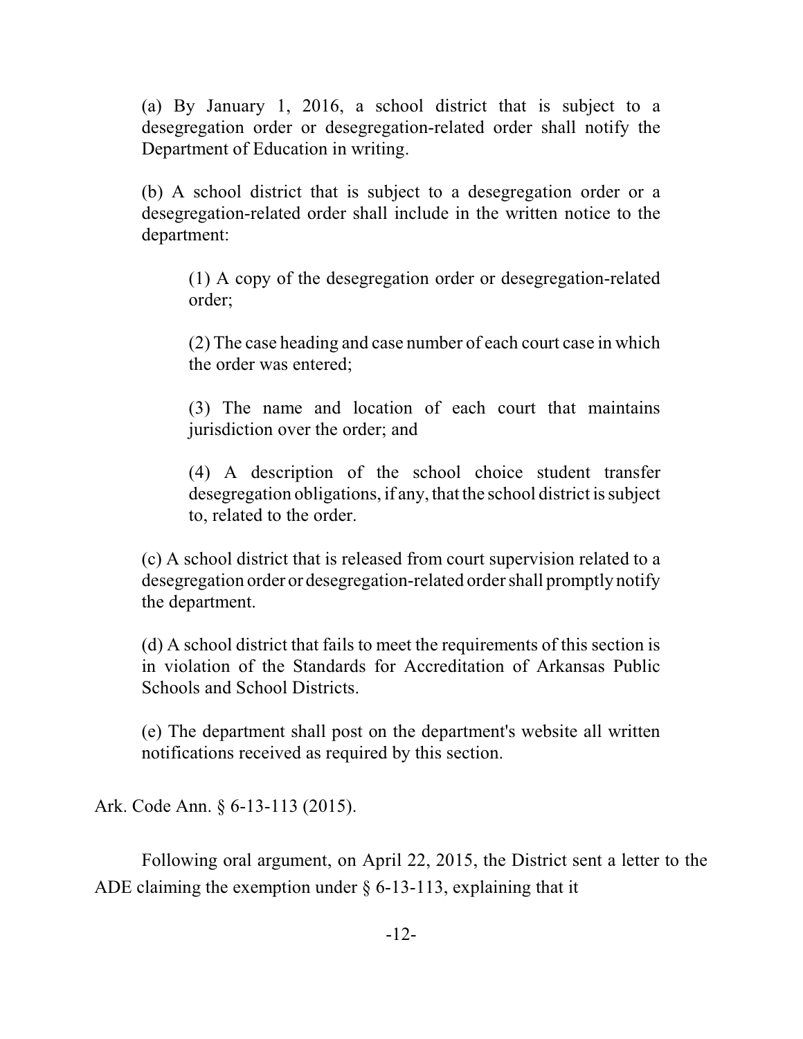> (a) By January 1, 2016, a school district that is subject to a desegregation order or desegregation-related order shall notify the Department of Education in writing.
>
> (b) A school district that is subject to a desegregation order or a desegregation-related order shall include in the written notice to the department:
>
> > (1) A copy of the desegregation order or desegregation-related order;
> >
> > (2) The case heading and case number of each court case in which the order was entered;
> >
> > (3) The name and location of each court that maintains jurisdiction over the order; and
> >
> > (4) A description of the school choice student transfer desegregation obligations, if any, that the school district is subject to, related to the order.
>
> (c) A school district that is released from court supervision related to a desegregation order or desegregation-related order shall promptly notify the department.
>
> (d) A school district that fails to meet the requirements of this section is in violation of the Standards for Accreditation of Arkansas Public Schools and School Districts.
>
> (e) The department shall post on the department's website all written notifications received as required by this section.

Ark. Code Ann. § 6-13-113 (2015).

Following oral argument, on April 22, 2015, the District sent a letter to the ADE claiming the exemption under § 6-13-113, explaining that it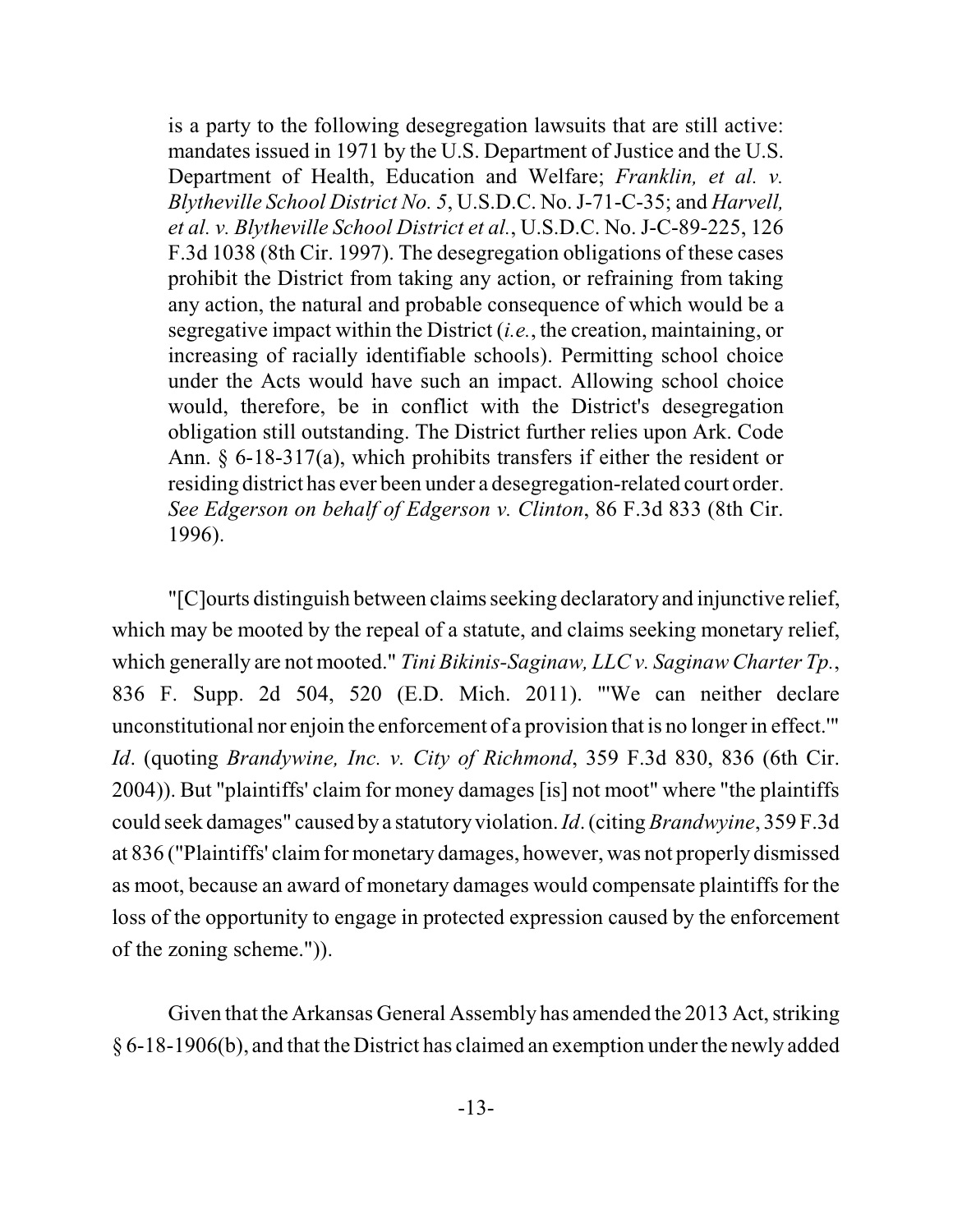> is a party to the following desegregation lawsuits that are still active: mandates issued in 1971 by the U.S. Department of Justice and the U.S. Department of Health, Education and Welfare; *Franklin, et al. v. Blytheville School District No. 5*, U.S.D.C. No. J-71-C-35; and *Harvell, et al. v. Blytheville School District et al.*, U.S.D.C. No. J-C-89-225, 126 F.3d 1038 (8th Cir. 1997). The desegregation obligations of these cases prohibit the District from taking any action, or refraining from taking any action, the natural and probable consequence of which would be a segregative impact within the District (*i.e.*, the creation, maintaining, or increasing of racially identifiable schools). Permitting school choice under the Acts would have such an impact. Allowing school choice would, therefore, be in conflict with the District's desegregation obligation still outstanding. The District further relies upon Ark. Code Ann. § 6-18-317(a), which prohibits transfers if either the resident or residing district has ever been under a desegregation-related court order. *See Edgerson on behalf of Edgerson v. Clinton*, 86 F.3d 833 (8th Cir. 1996).

"[C]ourts distinguish between claims seeking declaratory and injunctive relief, which may be mooted by the repeal of a statute, and claims seeking monetary relief, which generally are not mooted." *Tini Bikinis-Saginaw, LLC v. Saginaw Charter Tp.*, 836 F. Supp. 2d 504, 520 (E.D. Mich. 2011). "'We can neither declare unconstitutional nor enjoin the enforcement of a provision that is no longer in effect.'" *Id*. (quoting *Brandywine, Inc. v. City of Richmond*, 359 F.3d 830, 836 (6th Cir. 2004)). But "plaintiffs' claim for money damages [is] not moot" where "the plaintiffs could seek damages" caused by a statutory violation. *Id*. (citing *Brandwyine*, 359 F.3d at 836 ("Plaintiffs' claim for monetary damages, however, was not properly dismissed as moot, because an award of monetary damages would compensate plaintiffs for the loss of the opportunity to engage in protected expression caused by the enforcement of the zoning scheme.")).

Given that the Arkansas General Assembly has amended the 2013 Act, striking § 6-18-1906(b), and that the District has claimed an exemption under the newly added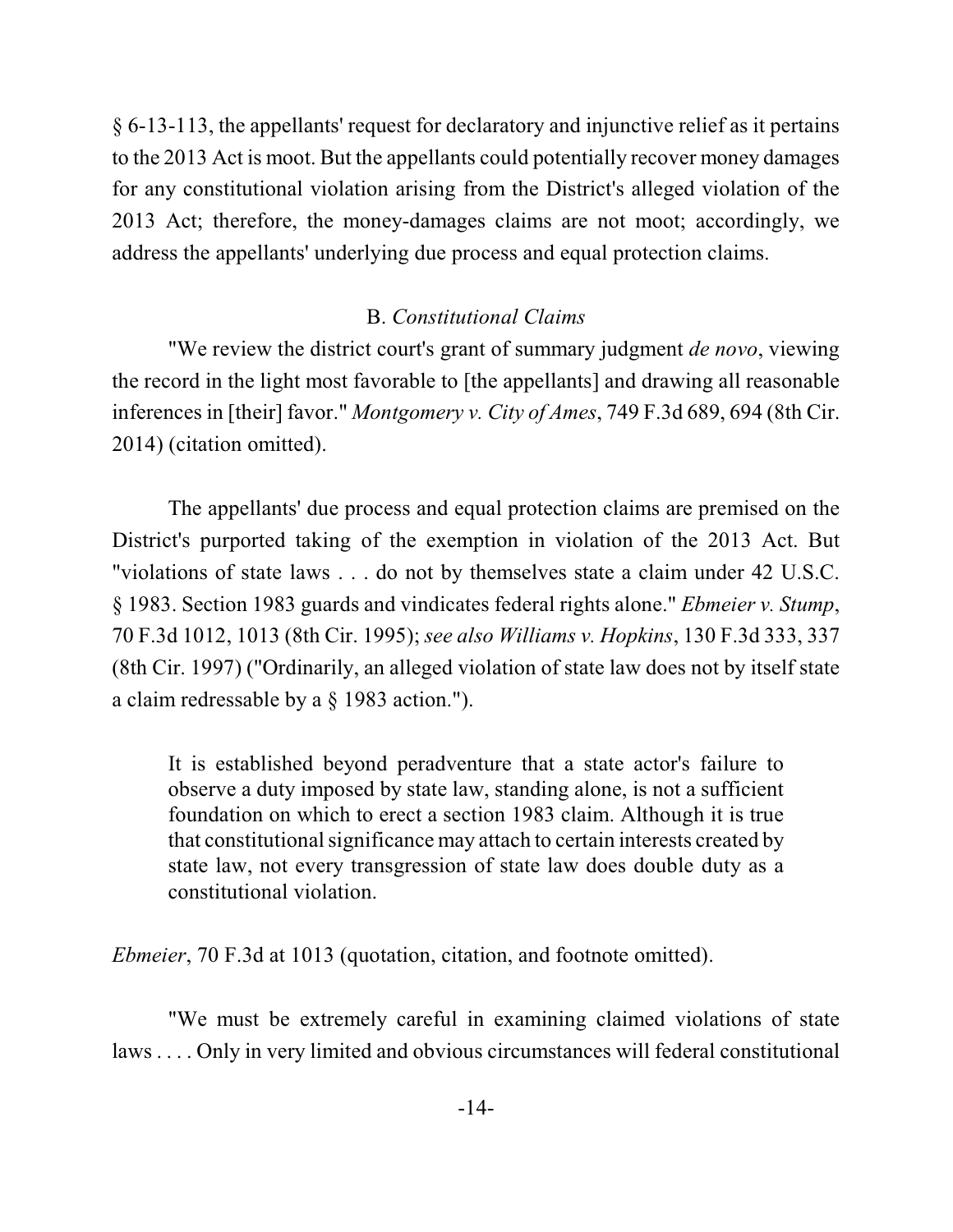§ 6-13-113, the appellants' request for declaratory and injunctive relief as it pertains to the 2013 Act is moot. But the appellants could potentially recover money damages for any constitutional violation arising from the District's alleged violation of the 2013 Act; therefore, the money-damages claims are not moot; accordingly, we address the appellants' underlying due process and equal protection claims.

### B. *Constitutional Claims*

"We review the district court's grant of summary judgment *de novo*, viewing the record in the light most favorable to [the appellants] and drawing all reasonable inferences in [their] favor." *Montgomery v. City of Ames*, 749 F.3d 689, 694 (8th Cir. 2014) (citation omitted).

The appellants' due process and equal protection claims are premised on the District's purported taking of the exemption in violation of the 2013 Act. But "violations of state laws . . . do not by themselves state a claim under 42 U.S.C. § 1983. Section 1983 guards and vindicates federal rights alone." *Ebmeier v. Stump*, 70 F.3d 1012, 1013 (8th Cir. 1995); *see also Williams v. Hopkins*, 130 F.3d 333, 337 (8th Cir. 1997) ("Ordinarily, an alleged violation of state law does not by itself state a claim redressable by a § 1983 action.").

> It is established beyond peradventure that a state actor's failure to observe a duty imposed by state law, standing alone, is not a sufficient foundation on which to erect a section 1983 claim. Although it is true that constitutional significance may attach to certain interests created by state law, not every transgression of state law does double duty as a constitutional violation.

*Ebmeier*, 70 F.3d at 1013 (quotation, citation, and footnote omitted).

"We must be extremely careful in examining claimed violations of state laws . . . . Only in very limited and obvious circumstances will federal constitutional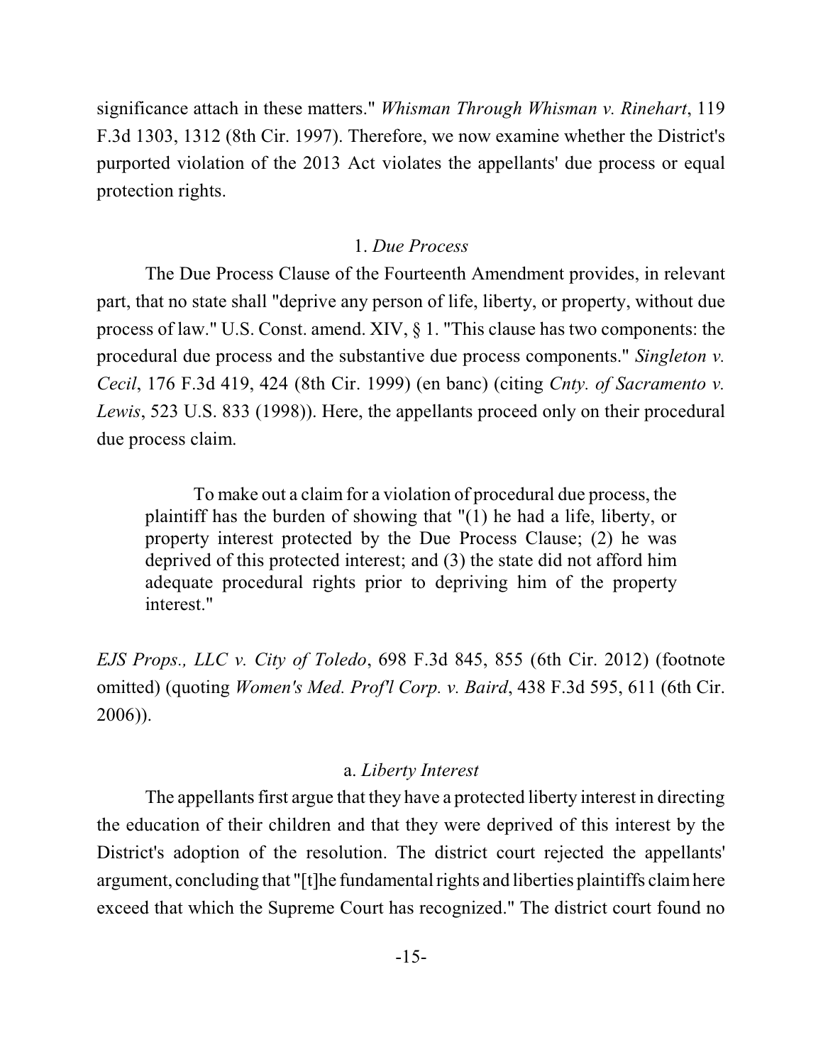significance attach in these matters." *Whisman Through Whisman v. Rinehart*, 119 F.3d 1303, 1312 (8th Cir. 1997). Therefore, we now examine whether the District's purported violation of the 2013 Act violates the appellants' due process or equal protection rights.

### 1. *Due Process*

The Due Process Clause of the Fourteenth Amendment provides, in relevant part, that no state shall "deprive any person of life, liberty, or property, without due process of law." U.S. Const. amend. XIV, § 1. "This clause has two components: the procedural due process and the substantive due process components." *Singleton v. Cecil*, 176 F.3d 419, 424 (8th Cir. 1999) (en banc) (citing *Cnty. of Sacramento v. Lewis*, 523 U.S. 833 (1998)). Here, the appellants proceed only on their procedural due process claim.

> To make out a claim for a violation of procedural due process, the plaintiff has the burden of showing that "(1) he had a life, liberty, or property interest protected by the Due Process Clause; (2) he was deprived of this protected interest; and (3) the state did not afford him adequate procedural rights prior to depriving him of the property interest."

*EJS Props., LLC v. City of Toledo*, 698 F.3d 845, 855 (6th Cir. 2012) (footnote omitted) (quoting *Women's Med. Prof'l Corp. v. Baird*, 438 F.3d 595, 611 (6th Cir. 2006)).

#### a. *Liberty Interest*

The appellants first argue that they have a protected liberty interest in directing the education of their children and that they were deprived of this interest by the District's adoption of the resolution. The district court rejected the appellants' argument, concluding that "[t]he fundamental rights and liberties plaintiffs claim here exceed that which the Supreme Court has recognized." The district court found no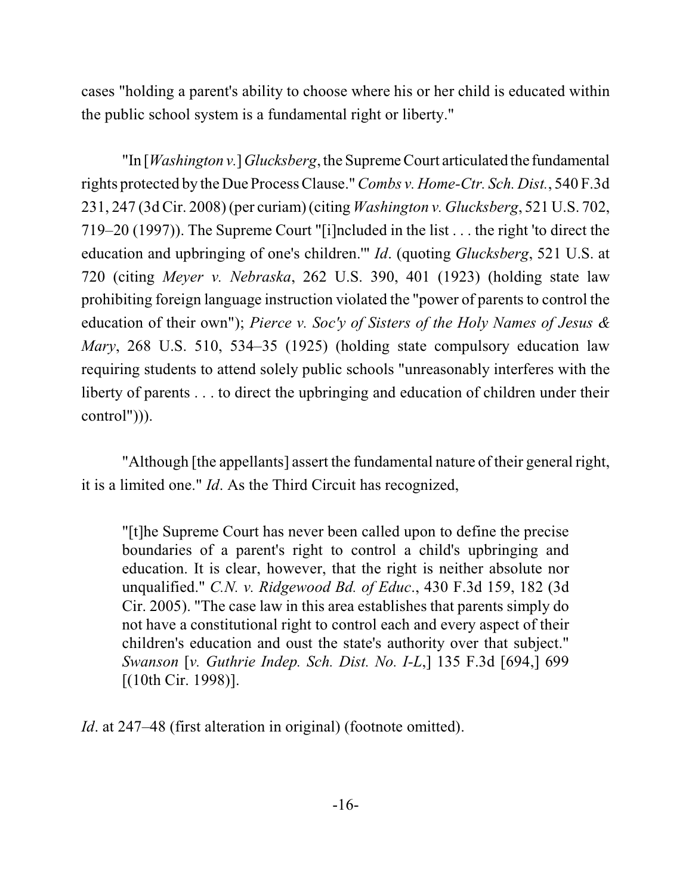cases "holding a parent's ability to choose where his or her child is educated within the public school system is a fundamental right or liberty."

"In [*Washington v.*] *Glucksberg*, the Supreme Court articulated the fundamental rights protected by the Due Process Clause." *Combs v. Home-Ctr. Sch. Dist.*, 540 F.3d 231, 247 (3d Cir. 2008) (per curiam) (citing *Washington v. Glucksberg*, 521 U.S. 702, 719–20 (1997)). The Supreme Court "[i]ncluded in the list . . . the right 'to direct the education and upbringing of one's children.'" *Id*. (quoting *Glucksberg*, 521 U.S. at 720 (citing *Meyer v. Nebraska*, 262 U.S. 390, 401 (1923) (holding state law prohibiting foreign language instruction violated the "power of parents to control the education of their own"); *Pierce v. Soc'y of Sisters of the Holy Names of Jesus & Mary*, 268 U.S. 510, 534–35 (1925) (holding state compulsory education law requiring students to attend solely public schools "unreasonably interferes with the liberty of parents . . . to direct the upbringing and education of children under their control"))).

"Although [the appellants] assert the fundamental nature of their general right, it is a limited one." *Id*. As the Third Circuit has recognized,

> "[t]he Supreme Court has never been called upon to define the precise boundaries of a parent's right to control a child's upbringing and education. It is clear, however, that the right is neither absolute nor unqualified." *C.N. v. Ridgewood Bd. of Educ*., 430 F.3d 159, 182 (3d Cir. 2005). "The case law in this area establishes that parents simply do not have a constitutional right to control each and every aspect of their children's education and oust the state's authority over that subject." *Swanson* [*v. Guthrie Indep. Sch. Dist. No. I-L*,] 135 F.3d [694,] 699 [(10th Cir. 1998)].

*Id*. at 247–48 (first alteration in original) (footnote omitted).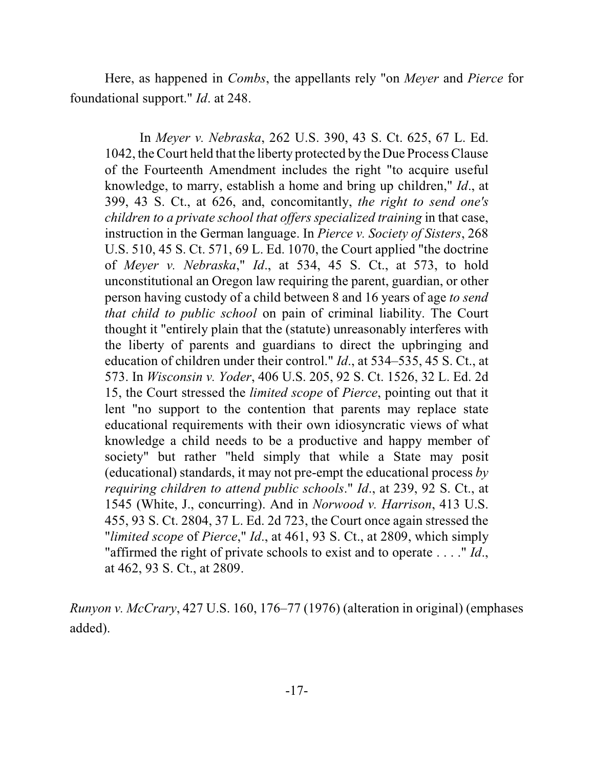Here, as happened in *Combs*, the appellants rely "on *Meyer* and *Pierce* for foundational support." *Id*. at 248.

> In *Meyer v. Nebraska*, 262 U.S. 390, 43 S. Ct. 625, 67 L. Ed. 1042, the Court held that the liberty protected by the Due Process Clause of the Fourteenth Amendment includes the right "to acquire useful knowledge, to marry, establish a home and bring up children," *Id*., at 399, 43 S. Ct., at 626, and, concomitantly, *the right to send one's children to a private school that offers specialized training* in that case, instruction in the German language. In *Pierce v. Society of Sisters*, 268 U.S. 510, 45 S. Ct. 571, 69 L. Ed. 1070, the Court applied "the doctrine of *Meyer v. Nebraska*," *Id*., at 534, 45 S. Ct., at 573, to hold unconstitutional an Oregon law requiring the parent, guardian, or other person having custody of a child between 8 and 16 years of age *to send that child to public school* on pain of criminal liability. The Court thought it "entirely plain that the (statute) unreasonably interferes with the liberty of parents and guardians to direct the upbringing and education of children under their control." *Id*., at 534–535, 45 S. Ct., at 573. In *Wisconsin v. Yoder*, 406 U.S. 205, 92 S. Ct. 1526, 32 L. Ed. 2d 15, the Court stressed the *limited scope* of *Pierce*, pointing out that it lent "no support to the contention that parents may replace state educational requirements with their own idiosyncratic views of what knowledge a child needs to be a productive and happy member of society" but rather "held simply that while a State may posit (educational) standards, it may not pre-empt the educational process *by requiring children to attend public schools*." *Id*., at 239, 92 S. Ct., at 1545 (White, J., concurring). And in *Norwood v. Harrison*, 413 U.S. 455, 93 S. Ct. 2804, 37 L. Ed. 2d 723, the Court once again stressed the "*limited scope* of *Pierce*," *Id*., at 461, 93 S. Ct., at 2809, which simply "affirmed the right of private schools to exist and to operate . . . ." *Id*., at 462, 93 S. Ct., at 2809.

*Runyon v. McCrary*, 427 U.S. 160, 176–77 (1976) (alteration in original) (emphases added).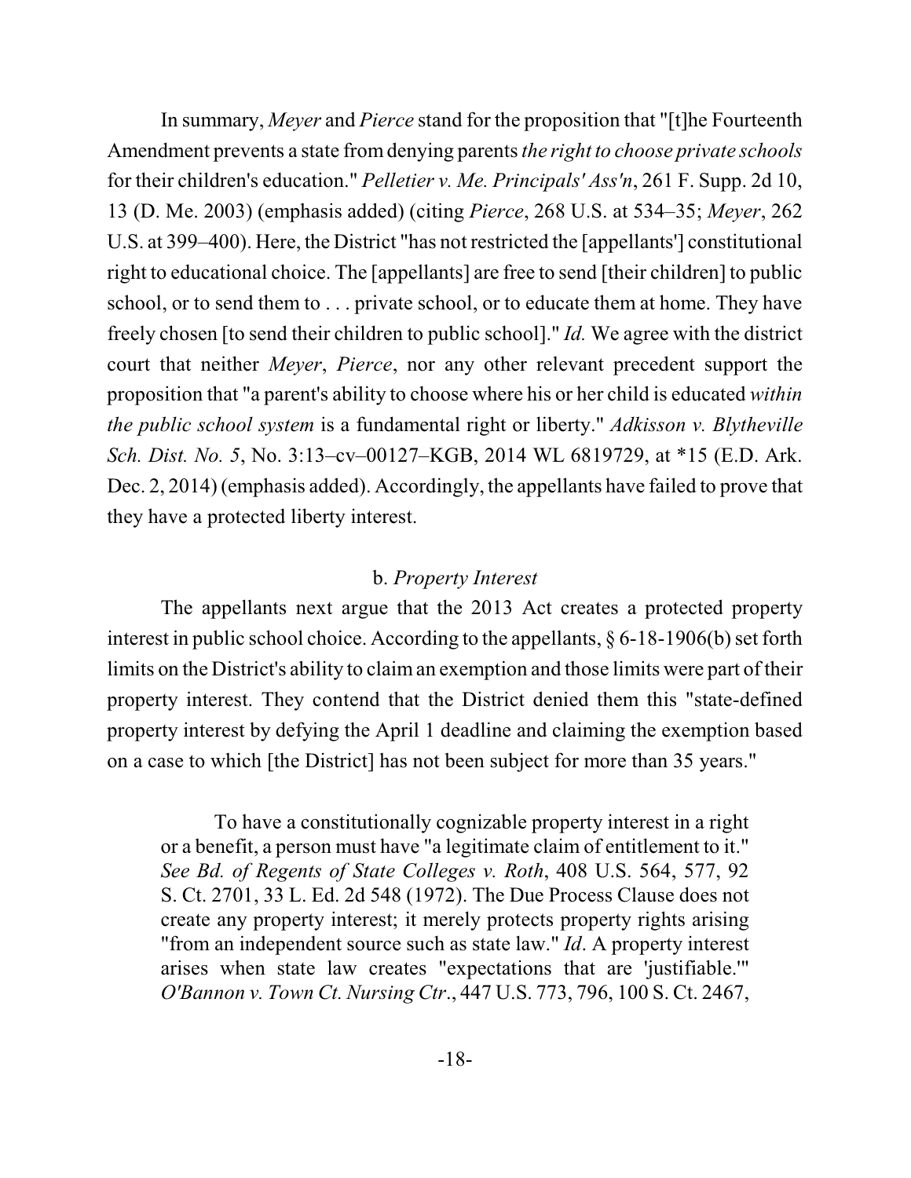In summary, *Meyer* and *Pierce* stand for the proposition that "[t]he Fourteenth Amendment prevents a state from denying parents *the right to choose private schools* for their children's education." *Pelletier v. Me. Principals' Ass'n*, 261 F. Supp. 2d 10, 13 (D. Me. 2003) (emphasis added) (citing *Pierce*, 268 U.S. at 534–35; *Meyer*, 262 U.S. at 399–400). Here, the District "has not restricted the [appellants'] constitutional right to educational choice. The [appellants] are free to send [their children] to public school, or to send them to . . . private school, or to educate them at home. They have freely chosen [to send their children to public school]." *Id.* We agree with the district court that neither *Meyer*, *Pierce*, nor any other relevant precedent support the proposition that "a parent's ability to choose where his or her child is educated *within the public school system* is a fundamental right or liberty." *Adkisson v. Blytheville Sch. Dist. No. 5*, No. 3:13–cv–00127–KGB, 2014 WL 6819729, at *15 (E.D. Ark. Dec. 2, 2014) (emphasis added). Accordingly, the appellants have failed to prove that they have a protected liberty interest.

b. *Property Interest*

The appellants next argue that the 2013 Act creates a protected property interest in public school choice. According to the appellants, § 6-18-1906(b) set forth limits on the District's ability to claim an exemption and those limits were part of their property interest. They contend that the District denied them this "state-defined property interest by defying the April 1 deadline and claiming the exemption based on a case to which [the District] has not been subject for more than 35 years."

> To have a constitutionally cognizable property interest in a right or a benefit, a person must have "a legitimate claim of entitlement to it." *See Bd. of Regents of State Colleges v. Roth*, 408 U.S. 564, 577, 92 S. Ct. 2701, 33 L. Ed. 2d 548 (1972). The Due Process Clause does not create any property interest; it merely protects property rights arising "from an independent source such as state law." *Id*. A property interest arises when state law creates "expectations that are 'justifiable.'" *O'Bannon v. Town Ct. Nursing Ctr*., 447 U.S. 773, 796, 100 S. Ct. 2467,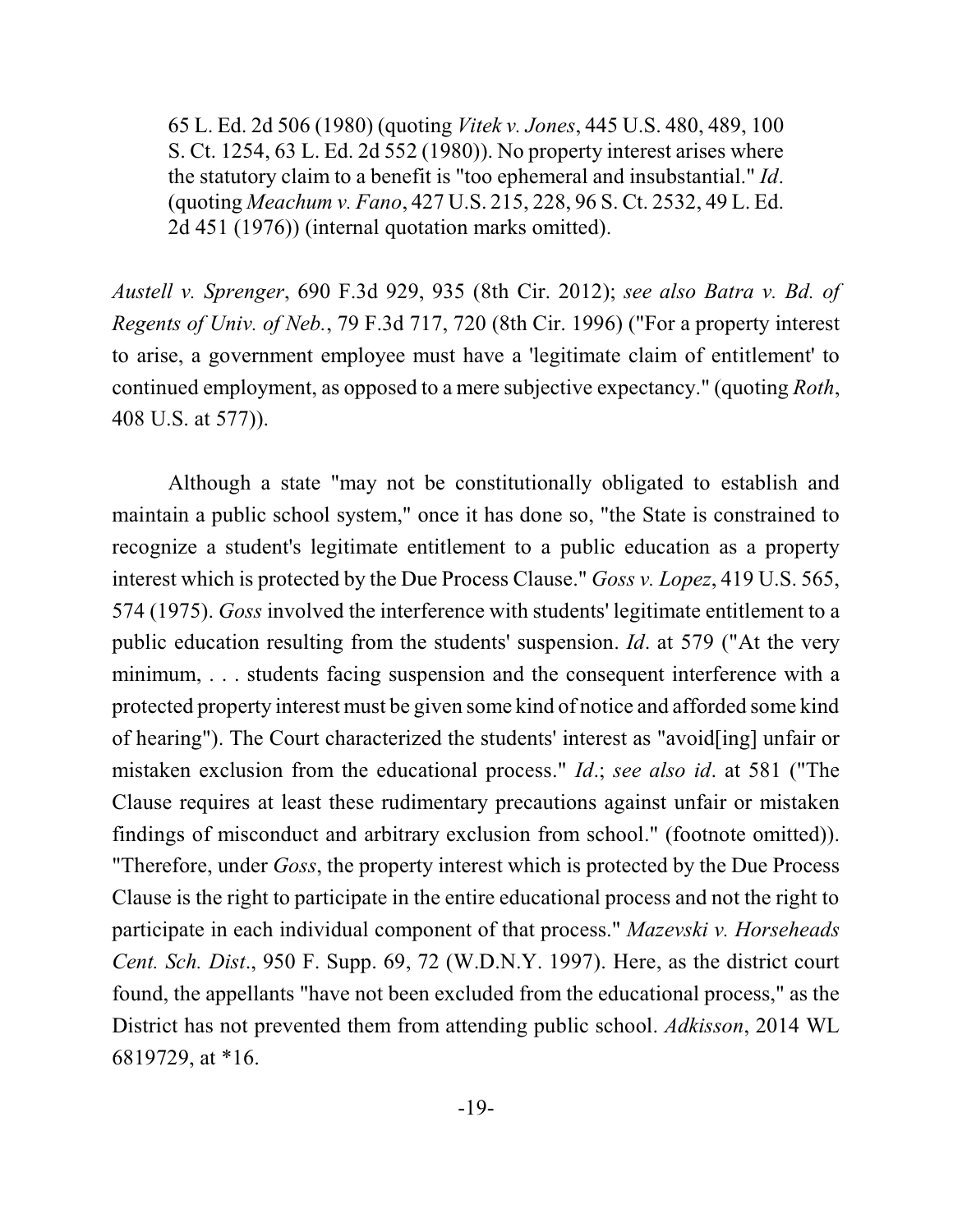> 65 L. Ed. 2d 506 (1980) (quoting *Vitek v. Jones*, 445 U.S. 480, 489, 100 S. Ct. 1254, 63 L. Ed. 2d 552 (1980)). No property interest arises where the statutory claim to a benefit is "too ephemeral and insubstantial." *Id*. (quoting *Meachum v. Fano*, 427 U.S. 215, 228, 96 S. Ct. 2532, 49 L. Ed. 2d 451 (1976)) (internal quotation marks omitted).

*Austell v. Sprenger*, 690 F.3d 929, 935 (8th Cir. 2012); *see also Batra v. Bd. of Regents of Univ. of Neb.*, 79 F.3d 717, 720 (8th Cir. 1996) ("For a property interest to arise, a government employee must have a 'legitimate claim of entitlement' to continued employment, as opposed to a mere subjective expectancy." (quoting *Roth*, 408 U.S. at 577)).

Although a state "may not be constitutionally obligated to establish and maintain a public school system," once it has done so, "the State is constrained to recognize a student's legitimate entitlement to a public education as a property interest which is protected by the Due Process Clause." *Goss v. Lopez*, 419 U.S. 565, 574 (1975). *Goss* involved the interference with students' legitimate entitlement to a public education resulting from the students' suspension. *Id*. at 579 ("At the very minimum, . . . students facing suspension and the consequent interference with a protected property interest must be given some kind of notice and afforded some kind of hearing"). The Court characterized the students' interest as "avoid[ing] unfair or mistaken exclusion from the educational process." *Id*.; *see also id*. at 581 ("The Clause requires at least these rudimentary precautions against unfair or mistaken findings of misconduct and arbitrary exclusion from school." (footnote omitted)). "Therefore, under *Goss*, the property interest which is protected by the Due Process Clause is the right to participate in the entire educational process and not the right to participate in each individual component of that process." *Mazevski v. Horseheads Cent. Sch. Dist*., 950 F. Supp. 69, 72 (W.D.N.Y. 1997). Here, as the district court found, the appellants "have not been excluded from the educational process," as the District has not prevented them from attending public school. *Adkisson*, 2014 WL 6819729, at *16.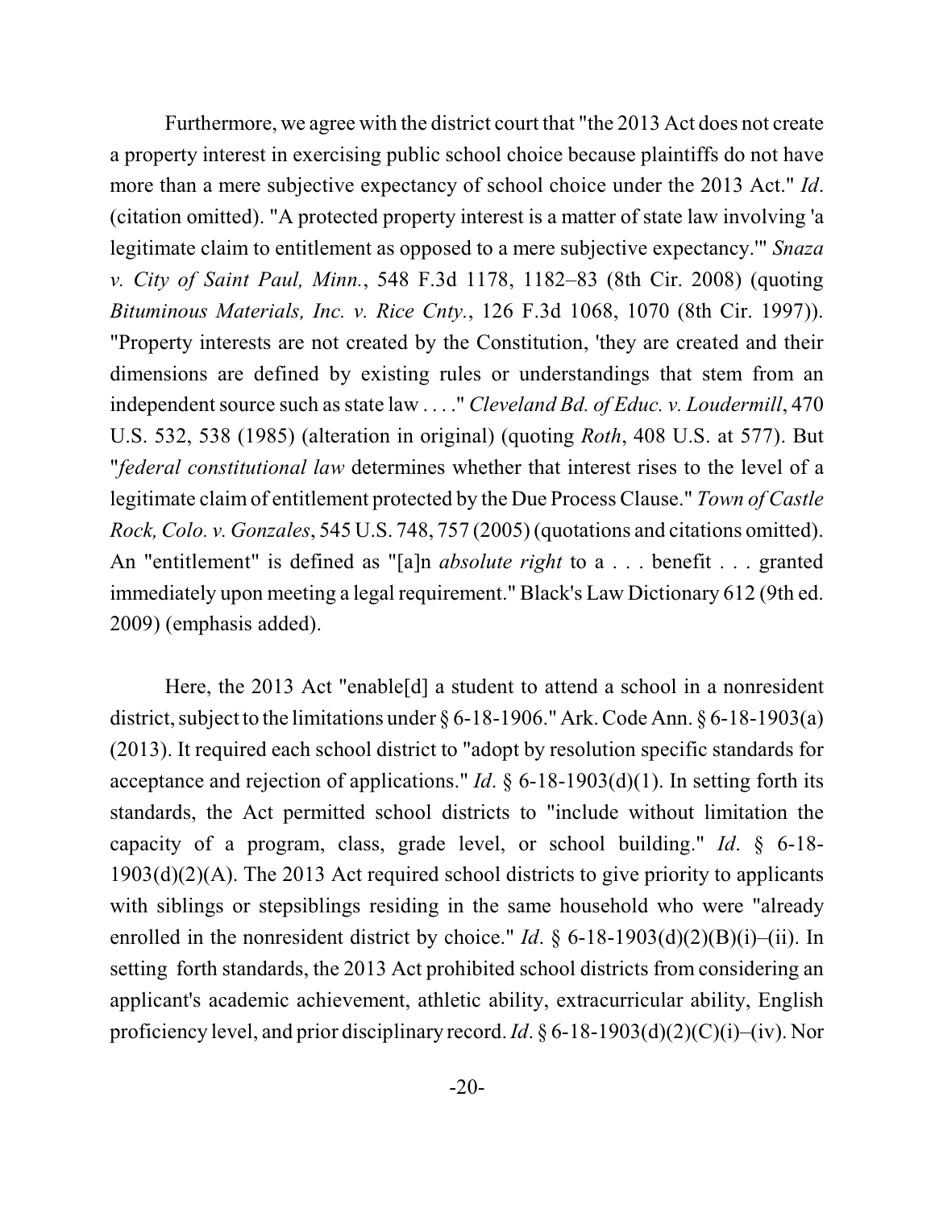Furthermore, we agree with the district court that "the 2013 Act does not create a property interest in exercising public school choice because plaintiffs do not have more than a mere subjective expectancy of school choice under the 2013 Act." *Id*. (citation omitted). "A protected property interest is a matter of state law involving 'a legitimate claim to entitlement as opposed to a mere subjective expectancy.'" *Snaza v. City of Saint Paul, Minn.*, 548 F.3d 1178, 1182–83 (8th Cir. 2008) (quoting *Bituminous Materials, Inc. v. Rice Cnty.*, 126 F.3d 1068, 1070 (8th Cir. 1997)). "Property interests are not created by the Constitution, 'they are created and their dimensions are defined by existing rules or understandings that stem from an independent source such as state law . . . .'" *Cleveland Bd. of Educ. v. Loudermill*, 470 U.S. 532, 538 (1985) (alteration in original) (quoting *Roth*, 408 U.S. at 577). But "*federal constitutional law* determines whether that interest rises to the level of a legitimate claim of entitlement protected by the Due Process Clause." *Town of Castle Rock, Colo. v. Gonzales*, 545 U.S. 748, 757 (2005) (quotations and citations omitted). An "entitlement" is defined as "[a]n *absolute right* to a . . . benefit . . . granted immediately upon meeting a legal requirement." Black's Law Dictionary 612 (9th ed. 2009) (emphasis added).

Here, the 2013 Act "enable[d] a student to attend a school in a nonresident district, subject to the limitations under § 6-18-1906." Ark. Code Ann. § 6-18-1903(a) (2013). It required each school district to "adopt by resolution specific standards for acceptance and rejection of applications." *Id*. § 6-18-1903(d)(1). In setting forth its standards, the Act permitted school districts to "include without limitation the capacity of a program, class, grade level, or school building." *Id*. § 6-18-1903(d)(2)(A). The 2013 Act required school districts to give priority to applicants with siblings or stepsiblings residing in the same household who were "already enrolled in the nonresident district by choice." *Id*. § 6-18-1903(d)(2)(B)(i)–(ii). In setting forth standards, the 2013 Act prohibited school districts from considering an applicant's academic achievement, athletic ability, extracurricular ability, English proficiency level, and prior disciplinary record. *Id*. § 6-18-1903(d)(2)(C)(i)–(iv). Nor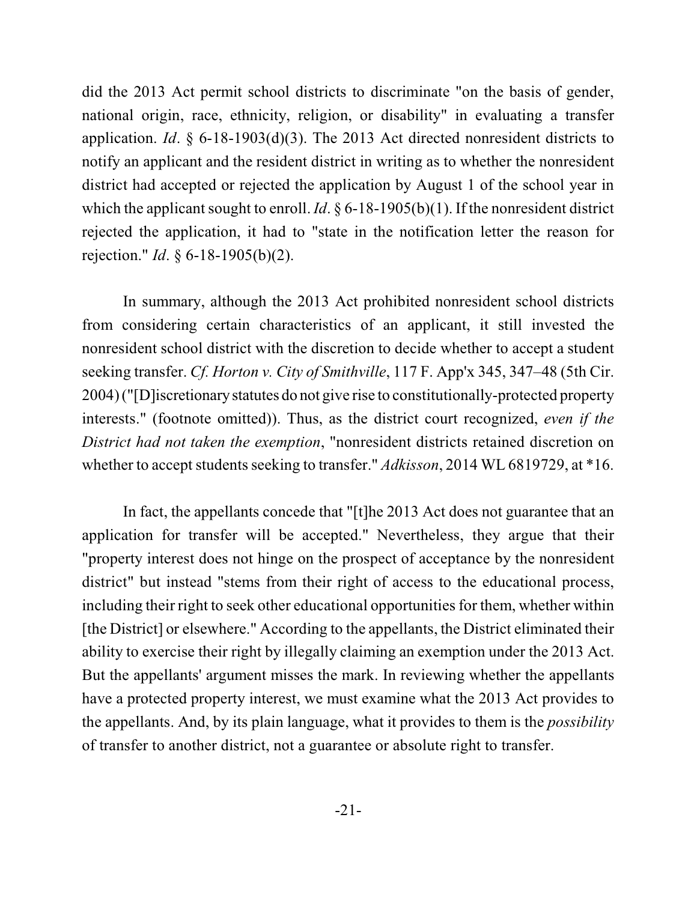did the 2013 Act permit school districts to discriminate "on the basis of gender, national origin, race, ethnicity, religion, or disability" in evaluating a transfer application. *Id*. § 6-18-1903(d)(3). The 2013 Act directed nonresident districts to notify an applicant and the resident district in writing as to whether the nonresident district had accepted or rejected the application by August 1 of the school year in which the applicant sought to enroll. *Id*. § 6-18-1905(b)(1). If the nonresident district rejected the application, it had to "state in the notification letter the reason for rejection." *Id*. § 6-18-1905(b)(2).

In summary, although the 2013 Act prohibited nonresident school districts from considering certain characteristics of an applicant, it still invested the nonresident school district with the discretion to decide whether to accept a student seeking transfer. *Cf. Horton v. City of Smithville*, 117 F. App'x 345, 347–48 (5th Cir. 2004) ("[D]iscretionary statutes do not give rise to constitutionally-protected property interests." (footnote omitted)). Thus, as the district court recognized, *even if the District had not taken the exemption*, "nonresident districts retained discretion on whether to accept students seeking to transfer." *Adkisson*, 2014 WL 6819729, at *16.

In fact, the appellants concede that "[t]he 2013 Act does not guarantee that an application for transfer will be accepted." Nevertheless, they argue that their "property interest does not hinge on the prospect of acceptance by the nonresident district" but instead "stems from their right of access to the educational process, including their right to seek other educational opportunities for them, whether within [the District] or elsewhere." According to the appellants, the District eliminated their ability to exercise their right by illegally claiming an exemption under the 2013 Act. But the appellants' argument misses the mark. In reviewing whether the appellants have a protected property interest, we must examine what the 2013 Act provides to the appellants. And, by its plain language, what it provides to them is the *possibility* of transfer to another district, not a guarantee or absolute right to transfer.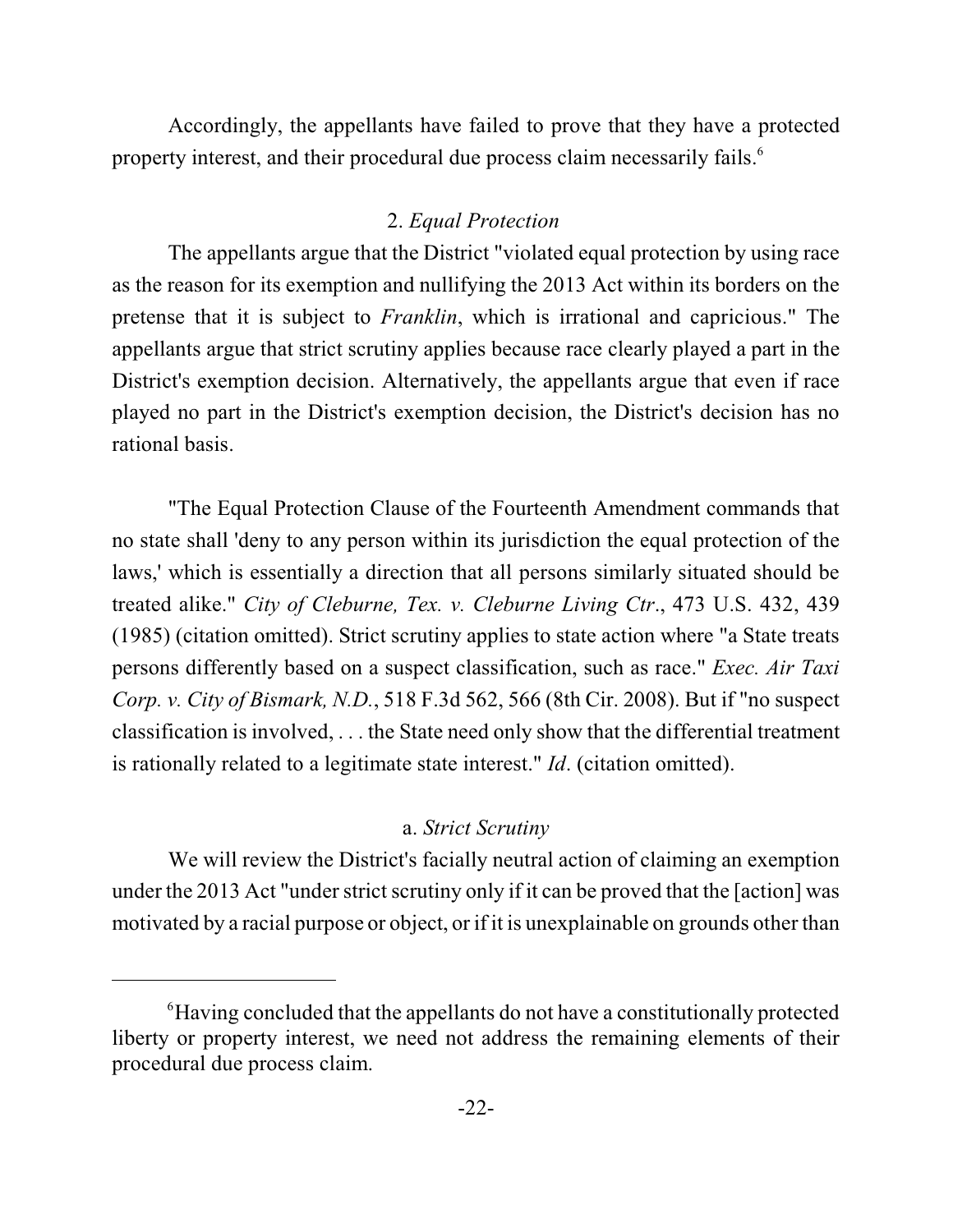Accordingly, the appellants have failed to prove that they have a protected property interest, and their procedural due process claim necessarily fails.[6]

### 2. *Equal Protection*

The appellants argue that the District "violated equal protection by using race as the reason for its exemption and nullifying the 2013 Act within its borders on the pretense that it is subject to *Franklin*, which is irrational and capricious." The appellants argue that strict scrutiny applies because race clearly played a part in the District's exemption decision. Alternatively, the appellants argue that even if race played no part in the District's exemption decision, the District's decision has no rational basis.

"The Equal Protection Clause of the Fourteenth Amendment commands that no state shall 'deny to any person within its jurisdiction the equal protection of the laws,' which is essentially a direction that all persons similarly situated should be treated alike." *City of Cleburne, Tex. v. Cleburne Living Ctr*., 473 U.S. 432, 439 (1985) (citation omitted). Strict scrutiny applies to state action where "a State treats persons differently based on a suspect classification, such as race." *Exec. Air Taxi Corp. v. City of Bismark, N.D.*, 518 F.3d 562, 566 (8th Cir. 2008). But if "no suspect classification is involved, . . . the State need only show that the differential treatment is rationally related to a legitimate state interest." *Id*. (citation omitted).

#### a. *Strict Scrutiny*

We will review the District's facially neutral action of claiming an exemption under the 2013 Act "under strict scrutiny only if it can be proved that the [action] was motivated by a racial purpose or object, or if it is unexplainable on grounds other than

---

[6] Having concluded that the appellants do not have a constitutionally protected liberty or property interest, we need not address the remaining elements of their procedural due process claim.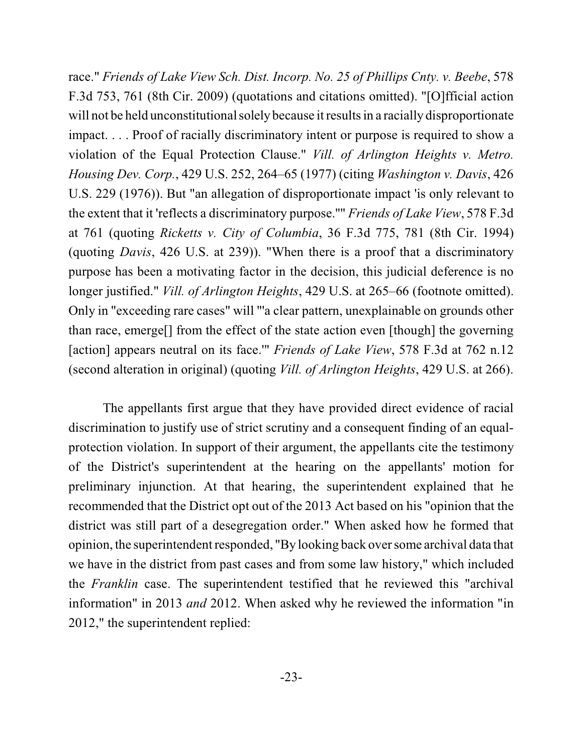race." *Friends of Lake View Sch. Dist. Incorp. No. 25 of Phillips Cnty. v. Beebe*, 578 F.3d 753, 761 (8th Cir. 2009) (quotations and citations omitted). "[O]fficial action will not be held unconstitutional solely because it results in a racially disproportionate impact. . . . Proof of racially discriminatory intent or purpose is required to show a violation of the Equal Protection Clause." *Vill. of Arlington Heights v. Metro. Housing Dev. Corp.*, 429 U.S. 252, 264–65 (1977) (citing *Washington v. Davis*, 426 U.S. 229 (1976)). But "an allegation of disproportionate impact 'is only relevant to the extent that it 'reflects a discriminatory purpose.''" *Friends of Lake View*, 578 F.3d at 761 (quoting *Ricketts v. City of Columbia*, 36 F.3d 775, 781 (8th Cir. 1994) (quoting *Davis*, 426 U.S. at 239)). "When there is a proof that a discriminatory purpose has been a motivating factor in the decision, this judicial deference is no longer justified." *Vill. of Arlington Heights*, 429 U.S. at 265–66 (footnote omitted). Only in "exceeding rare cases" will "'a clear pattern, unexplainable on grounds other than race, emerge[] from the effect of the state action even [though] the governing [action] appears neutral on its face.'" *Friends of Lake View*, 578 F.3d at 762 n.12 (second alteration in original) (quoting *Vill. of Arlington Heights*, 429 U.S. at 266).

The appellants first argue that they have provided direct evidence of racial discrimination to justify use of strict scrutiny and a consequent finding of an equal-protection violation. In support of their argument, the appellants cite the testimony of the District's superintendent at the hearing on the appellants' motion for preliminary injunction. At that hearing, the superintendent explained that he recommended that the District opt out of the 2013 Act based on his "opinion that the district was still part of a desegregation order." When asked how he formed that opinion, the superintendent responded, "By looking back over some archival data that we have in the district from past cases and from some law history," which included the *Franklin* case. The superintendent testified that he reviewed this "archival information" in 2013 *and* 2012. When asked why he reviewed the information "in 2012," the superintendent replied: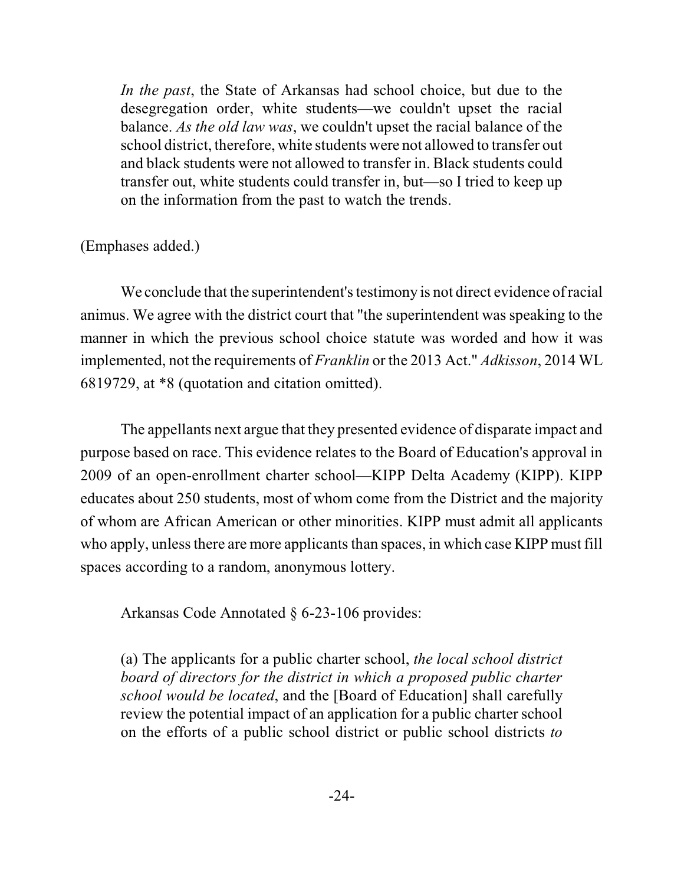> *In the past*, the State of Arkansas had school choice, but due to the desegregation order, white students—we couldn't upset the racial balance. *As the old law was*, we couldn't upset the racial balance of the school district, therefore, white students were not allowed to transfer out and black students were not allowed to transfer in. Black students could transfer out, white students could transfer in, but—so I tried to keep up on the information from the past to watch the trends.

(Emphases added.)

We conclude that the superintendent's testimony is not direct evidence of racial animus. We agree with the district court that "the superintendent was speaking to the manner in which the previous school choice statute was worded and how it was implemented, not the requirements of *Franklin* or the 2013 Act." *Adkisson*, 2014 WL 6819729, at *8 (quotation and citation omitted).

The appellants next argue that they presented evidence of disparate impact and purpose based on race. This evidence relates to the Board of Education's approval in 2009 of an open-enrollment charter school—KIPP Delta Academy (KIPP). KIPP educates about 250 students, most of whom come from the District and the majority of whom are African American or other minorities. KIPP must admit all applicants who apply, unless there are more applicants than spaces, in which case KIPP must fill spaces according to a random, anonymous lottery.

Arkansas Code Annotated § 6-23-106 provides:

> (a) The applicants for a public charter school, *the local school district board of directors for the district in which a proposed public charter school would be located*, and the [Board of Education] shall carefully review the potential impact of an application for a public charter school on the efforts of a public school district or public school districts *to*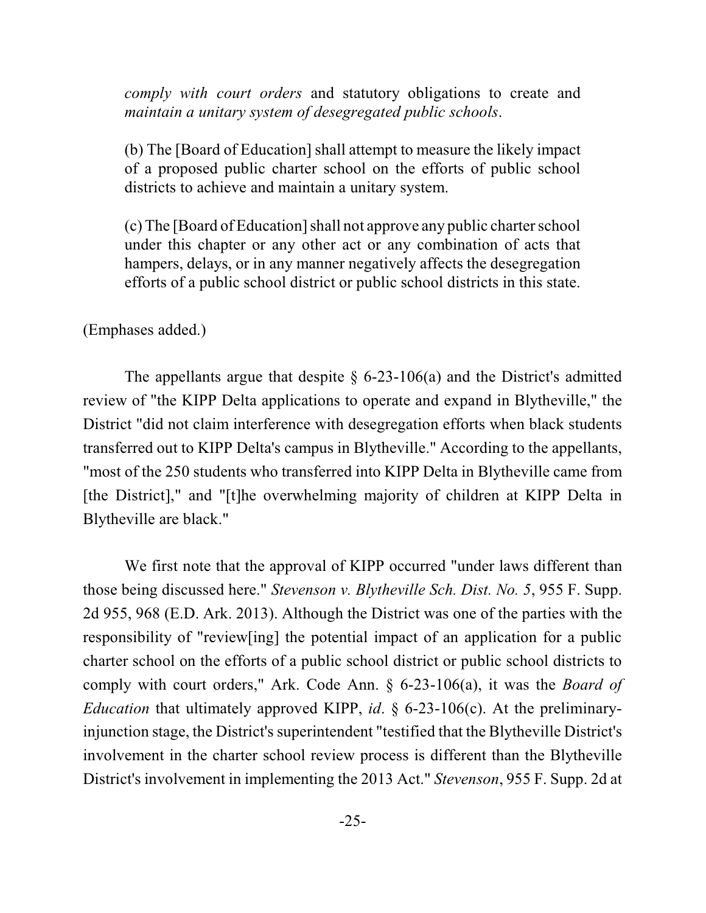> *comply with court orders* and statutory obligations to create and *maintain a unitary system of desegregated public schools*.
>
> (b) The [Board of Education] shall attempt to measure the likely impact of a proposed public charter school on the efforts of public school districts to achieve and maintain a unitary system.
>
> (c) The [Board of Education] shall not approve any public charter school under this chapter or any other act or any combination of acts that hampers, delays, or in any manner negatively affects the desegregation efforts of a public school district or public school districts in this state.

(Emphases added.)

The appellants argue that despite § 6-23-106(a) and the District's admitted review of "the KIPP Delta applications to operate and expand in Blytheville," the District "did not claim interference with desegregation efforts when black students transferred out to KIPP Delta's campus in Blytheville." According to the appellants, "most of the 250 students who transferred into KIPP Delta in Blytheville came from [the District]," and "[t]he overwhelming majority of children at KIPP Delta in Blytheville are black."

We first note that the approval of KIPP occurred "under laws different than those being discussed here." *Stevenson v. Blytheville Sch. Dist. No. 5*, 955 F. Supp. 2d 955, 968 (E.D. Ark. 2013). Although the District was one of the parties with the responsibility of "review[ing] the potential impact of an application for a public charter school on the efforts of a public school district or public school districts to comply with court orders," Ark. Code Ann. § 6-23-106(a), it was the *Board of Education* that ultimately approved KIPP, *id*. § 6-23-106(c). At the preliminary-injunction stage, the District's superintendent "testified that the Blytheville District's involvement in the charter school review process is different than the Blytheville District's involvement in implementing the 2013 Act." *Stevenson*, 955 F. Supp. 2d at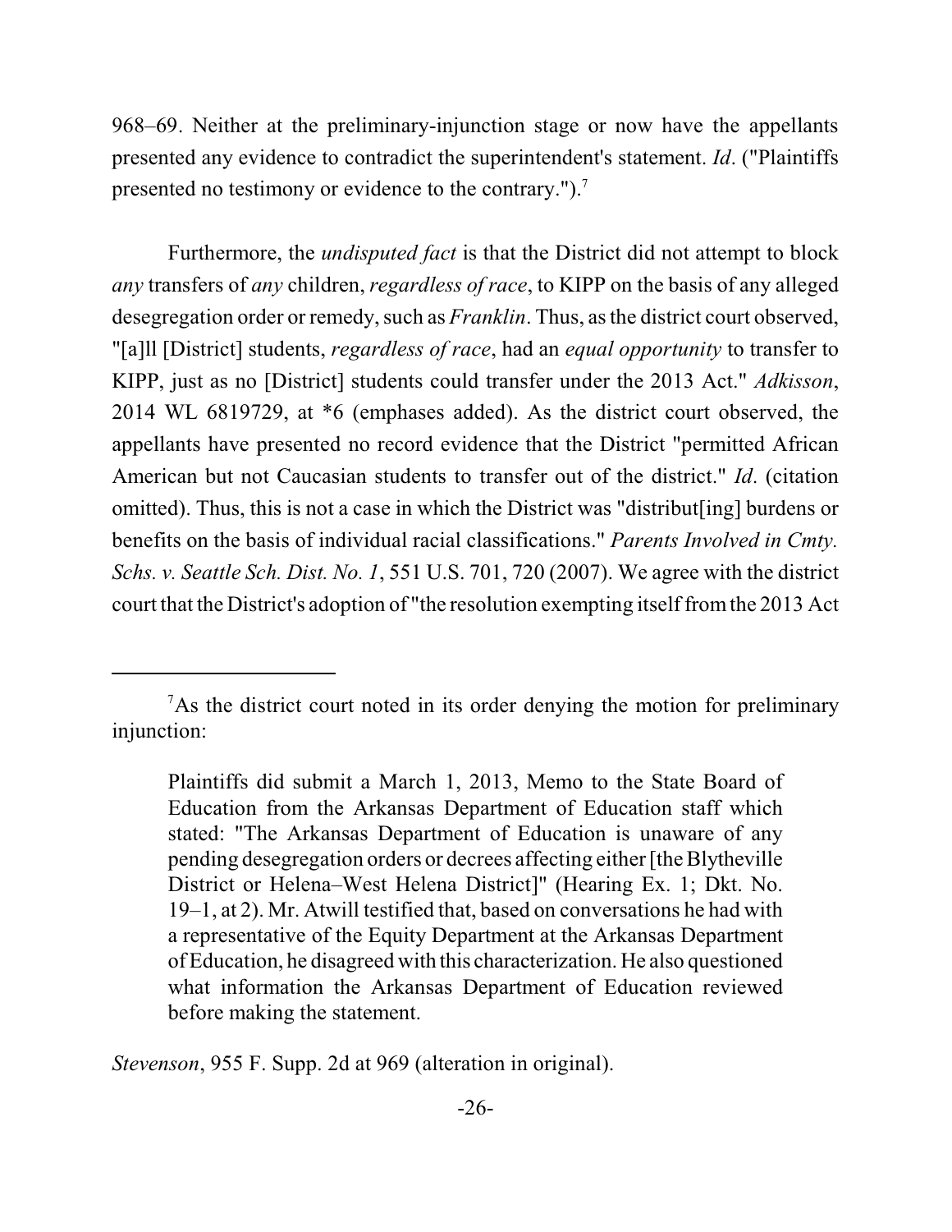968–69. Neither at the preliminary-injunction stage or now have the appellants presented any evidence to contradict the superintendent's statement. *Id*. ("Plaintiffs presented no testimony or evidence to the contrary.").[7]

Furthermore, the *undisputed fact* is that the District did not attempt to block *any* transfers of *any* children, *regardless of race*, to KIPP on the basis of any alleged desegregation order or remedy, such as *Franklin*. Thus, as the district court observed, "[a]ll [District] students, *regardless of race*, had an *equal opportunity* to transfer to KIPP, just as no [District] students could transfer under the 2013 Act." *Adkisson*, 2014 WL 6819729, at *6 (emphases added). As the district court observed, the appellants have presented no record evidence that the District "permitted African American but not Caucasian students to transfer out of the district." *Id*. (citation omitted). Thus, this is not a case in which the District was "distribut[ing] burdens or benefits on the basis of individual racial classifications." *Parents Involved in Cmty. Schs. v. Seattle Sch. Dist. No. 1*, 551 U.S. 701, 720 (2007). We agree with the district court that the District's adoption of "the resolution exempting itself from the 2013 Act

---

[7]As the district court noted in its order denying the motion for preliminary injunction:

> Plaintiffs did submit a March 1, 2013, Memo to the State Board of Education from the Arkansas Department of Education staff which stated: "The Arkansas Department of Education is unaware of any pending desegregation orders or decrees affecting either [the Blytheville District or Helena–West Helena District]" (Hearing Ex. 1; Dkt. No. 19–1, at 2). Mr. Atwill testified that, based on conversations he had with a representative of the Equity Department at the Arkansas Department of Education, he disagreed with this characterization. He also questioned what information the Arkansas Department of Education reviewed before making the statement.

*Stevenson*, 955 F. Supp. 2d at 969 (alteration in original).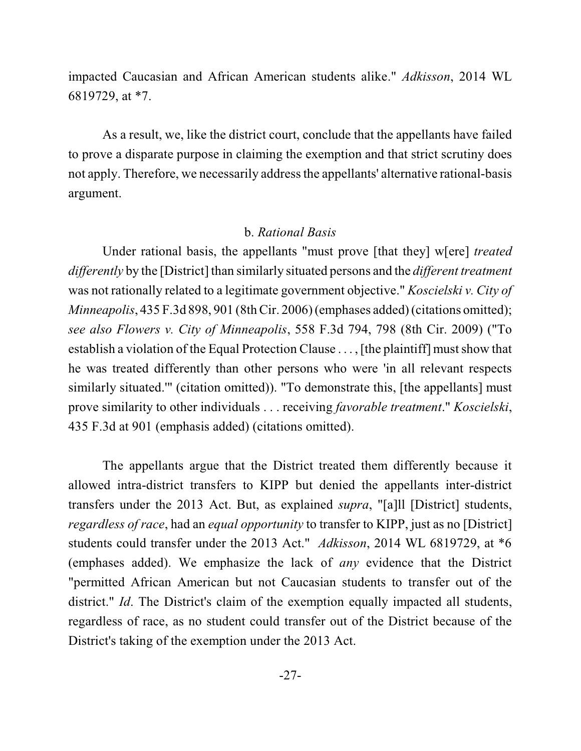impacted Caucasian and African American students alike." *Adkisson*, 2014 WL 6819729, at *7.

As a result, we, like the district court, conclude that the appellants have failed to prove a disparate purpose in claiming the exemption and that strict scrutiny does not apply. Therefore, we necessarily address the appellants' alternative rational-basis argument.

### b. *Rational Basis*

Under rational basis, the appellants "must prove [that they] w[ere] *treated differently* by the [District] than similarly situated persons and the *different treatment* was not rationally related to a legitimate government objective." *Koscielski v. City of Minneapolis*, 435 F.3d 898, 901 (8th Cir. 2006) (emphases added) (citations omitted); *see also Flowers v. City of Minneapolis*, 558 F.3d 794, 798 (8th Cir. 2009) ("To establish a violation of the Equal Protection Clause . . . , [the plaintiff] must show that he was treated differently than other persons who were 'in all relevant respects similarly situated.'" (citation omitted)). "To demonstrate this, [the appellants] must prove similarity to other individuals . . . receiving *favorable treatment*." *Koscielski*, 435 F.3d at 901 (emphasis added) (citations omitted).

The appellants argue that the District treated them differently because it allowed intra-district transfers to KIPP but denied the appellants inter-district transfers under the 2013 Act. But, as explained *supra*, "[a]ll [District] students, *regardless of race*, had an *equal opportunity* to transfer to KIPP, just as no [District] students could transfer under the 2013 Act." *Adkisson*, 2014 WL 6819729, at *6 (emphases added). We emphasize the lack of *any* evidence that the District "permitted African American but not Caucasian students to transfer out of the district." *Id*. The District's claim of the exemption equally impacted all students, regardless of race, as no student could transfer out of the District because of the District's taking of the exemption under the 2013 Act.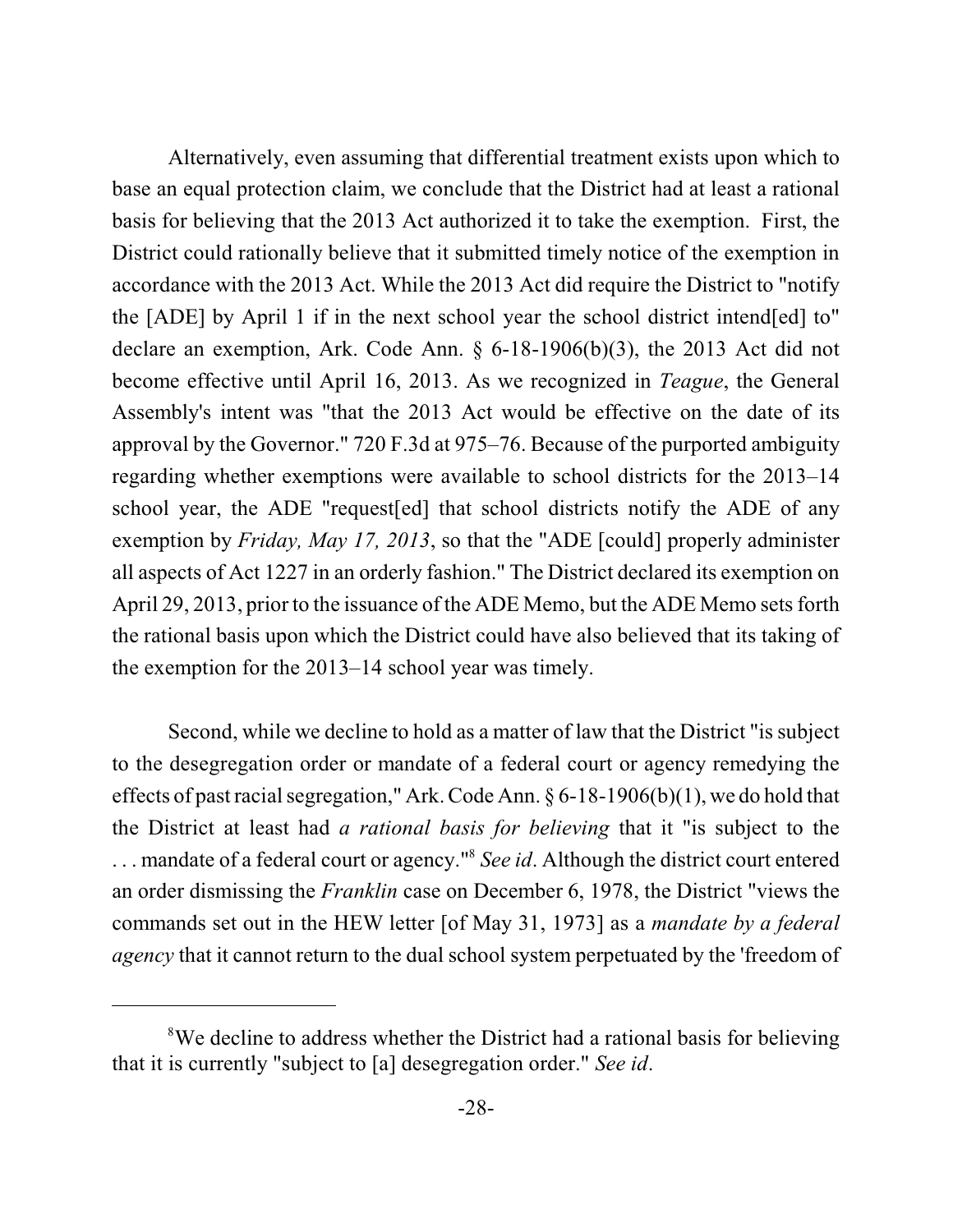Alternatively, even assuming that differential treatment exists upon which to base an equal protection claim, we conclude that the District had at least a rational basis for believing that the 2013 Act authorized it to take the exemption. First, the District could rationally believe that it submitted timely notice of the exemption in accordance with the 2013 Act. While the 2013 Act did require the District to "notify the [ADE] by April 1 if in the next school year the school district intend[ed] to" declare an exemption, Ark. Code Ann. § 6-18-1906(b)(3), the 2013 Act did not become effective until April 16, 2013. As we recognized in *Teague*, the General Assembly's intent was "that the 2013 Act would be effective on the date of its approval by the Governor." 720 F.3d at 975–76. Because of the purported ambiguity regarding whether exemptions were available to school districts for the 2013–14 school year, the ADE "request[ed] that school districts notify the ADE of any exemption by *Friday, May 17, 2013*, so that the "ADE [could] properly administer all aspects of Act 1227 in an orderly fashion." The District declared its exemption on April 29, 2013, prior to the issuance of the ADE Memo, but the ADE Memo sets forth the rational basis upon which the District could have also believed that its taking of the exemption for the 2013–14 school year was timely.

Second, while we decline to hold as a matter of law that the District "is subject to the desegregation order or mandate of a federal court or agency remedying the effects of past racial segregation," Ark. Code Ann. § 6-18-1906(b)(1), we do hold that the District at least had *a rational basis for believing* that it "is subject to the . . . mandate of a federal court or agency."[8] *See id*. Although the district court entered an order dismissing the *Franklin* case on December 6, 1978, the District "views the commands set out in the HEW letter [of May 31, 1973] as a *mandate by a federal agency* that it cannot return to the dual school system perpetuated by the 'freedom of

---

[8]We decline to address whether the District had a rational basis for believing that it is currently "subject to [a] desegregation order." *See id*.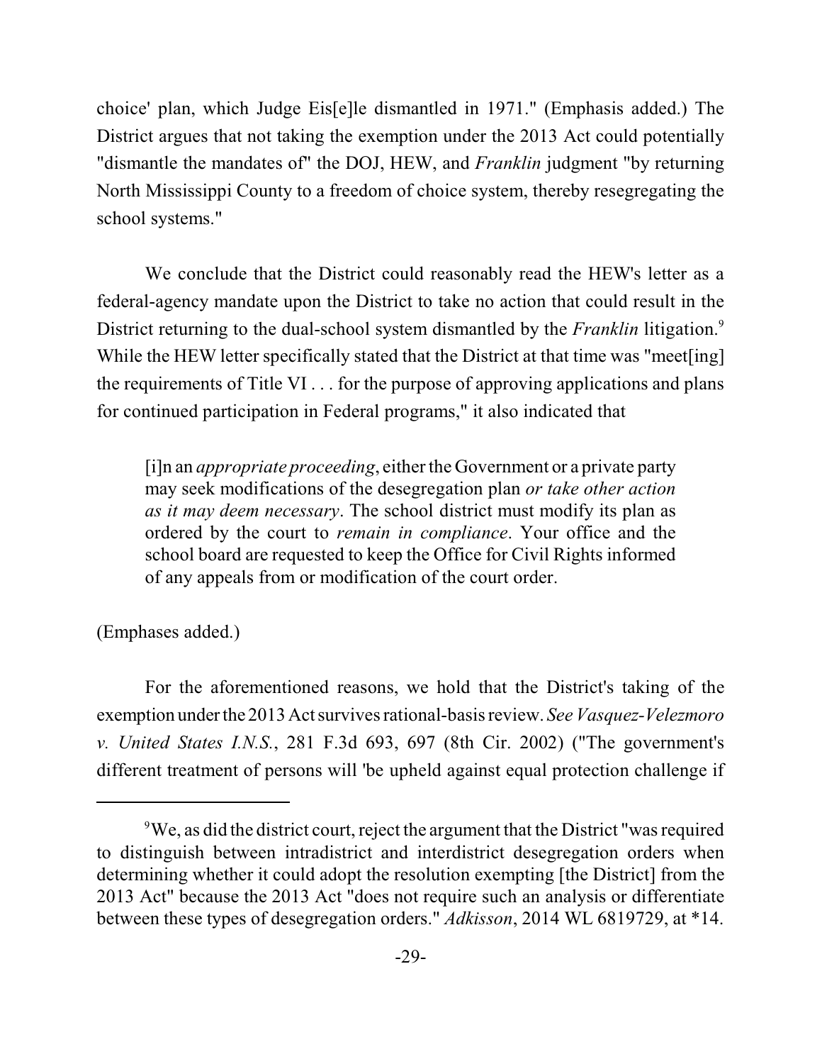choice' plan, which Judge Eis[e]le dismantled in 1971." (Emphasis added.) The District argues that not taking the exemption under the 2013 Act could potentially "dismantle the mandates of" the DOJ, HEW, and *Franklin* judgment "by returning North Mississippi County to a freedom of choice system, thereby resegregating the school systems."

We conclude that the District could reasonably read the HEW's letter as a federal-agency mandate upon the District to take no action that could result in the District returning to the dual-school system dismantled by the *Franklin* litigation.[9] While the HEW letter specifically stated that the District at that time was "meet[ing] the requirements of Title VI . . . for the purpose of approving applications and plans for continued participation in Federal programs," it also indicated that

> [i]n an *appropriate proceeding*, either the Government or a private party may seek modifications of the desegregation plan *or take other action as it may deem necessary*. The school district must modify its plan as ordered by the court to *remain in compliance*. Your office and the school board are requested to keep the Office for Civil Rights informed of any appeals from or modification of the court order.

(Emphases added.)

For the aforementioned reasons, we hold that the District's taking of the exemption under the 2013 Act survives rational-basis review. *See Vasquez-Velezmoro v. United States I.N.S.*, 281 F.3d 693, 697 (8th Cir. 2002) ("The government's different treatment of persons will 'be upheld against equal protection challenge if

---

[9] We, as did the district court, reject the argument that the District "was required to distinguish between intradistrict and interdistrict desegregation orders when determining whether it could adopt the resolution exempting [the District] from the 2013 Act" because the 2013 Act "does not require such an analysis or differentiate between these types of desegregation orders." *Adkisson*, 2014 WL 6819729, at *14.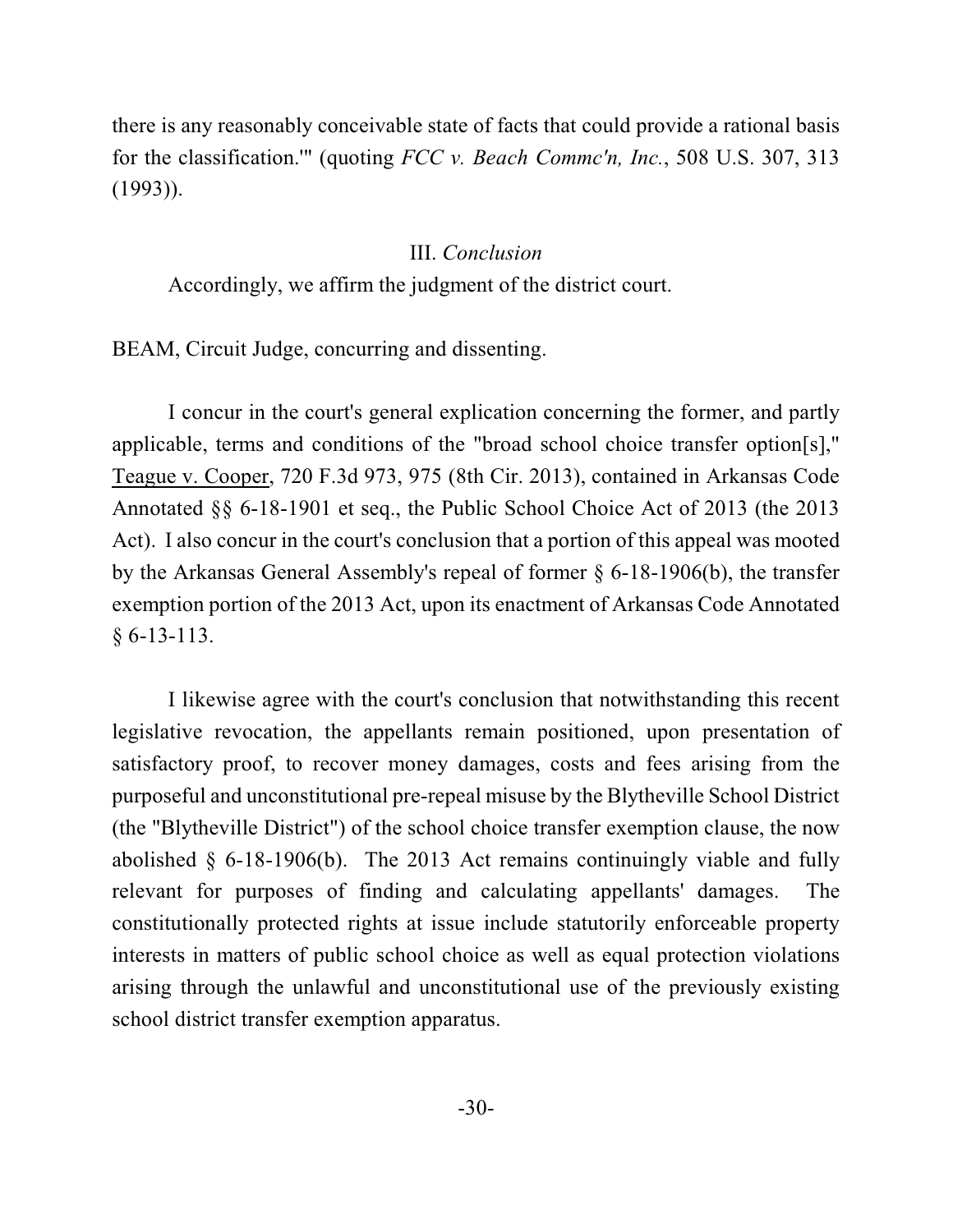there is any reasonably conceivable state of facts that could provide a rational basis for the classification.'" (quoting *FCC v. Beach Commc'n, Inc.*, 508 U.S. 307, 313 (1993)).

### III. *Conclusion*

Accordingly, we affirm the judgment of the district court.

BEAM, Circuit Judge, concurring and dissenting.

I concur in the court's general explication concerning the former, and partly applicable, terms and conditions of the "broad school choice transfer option[s]," Teague v. Cooper, 720 F.3d 973, 975 (8th Cir. 2013), contained in Arkansas Code Annotated §§ 6-18-1901 et seq., the Public School Choice Act of 2013 (the 2013 Act). I also concur in the court's conclusion that a portion of this appeal was mooted by the Arkansas General Assembly's repeal of former § 6-18-1906(b), the transfer exemption portion of the 2013 Act, upon its enactment of Arkansas Code Annotated § 6-13-113.

I likewise agree with the court's conclusion that notwithstanding this recent legislative revocation, the appellants remain positioned, upon presentation of satisfactory proof, to recover money damages, costs and fees arising from the purposeful and unconstitutional pre-repeal misuse by the Blytheville School District (the "Blytheville District") of the school choice transfer exemption clause, the now abolished § 6-18-1906(b). The 2013 Act remains continuingly viable and fully relevant for purposes of finding and calculating appellants' damages. The constitutionally protected rights at issue include statutorily enforceable property interests in matters of public school choice as well as equal protection violations arising through the unlawful and unconstitutional use of the previously existing school district transfer exemption apparatus.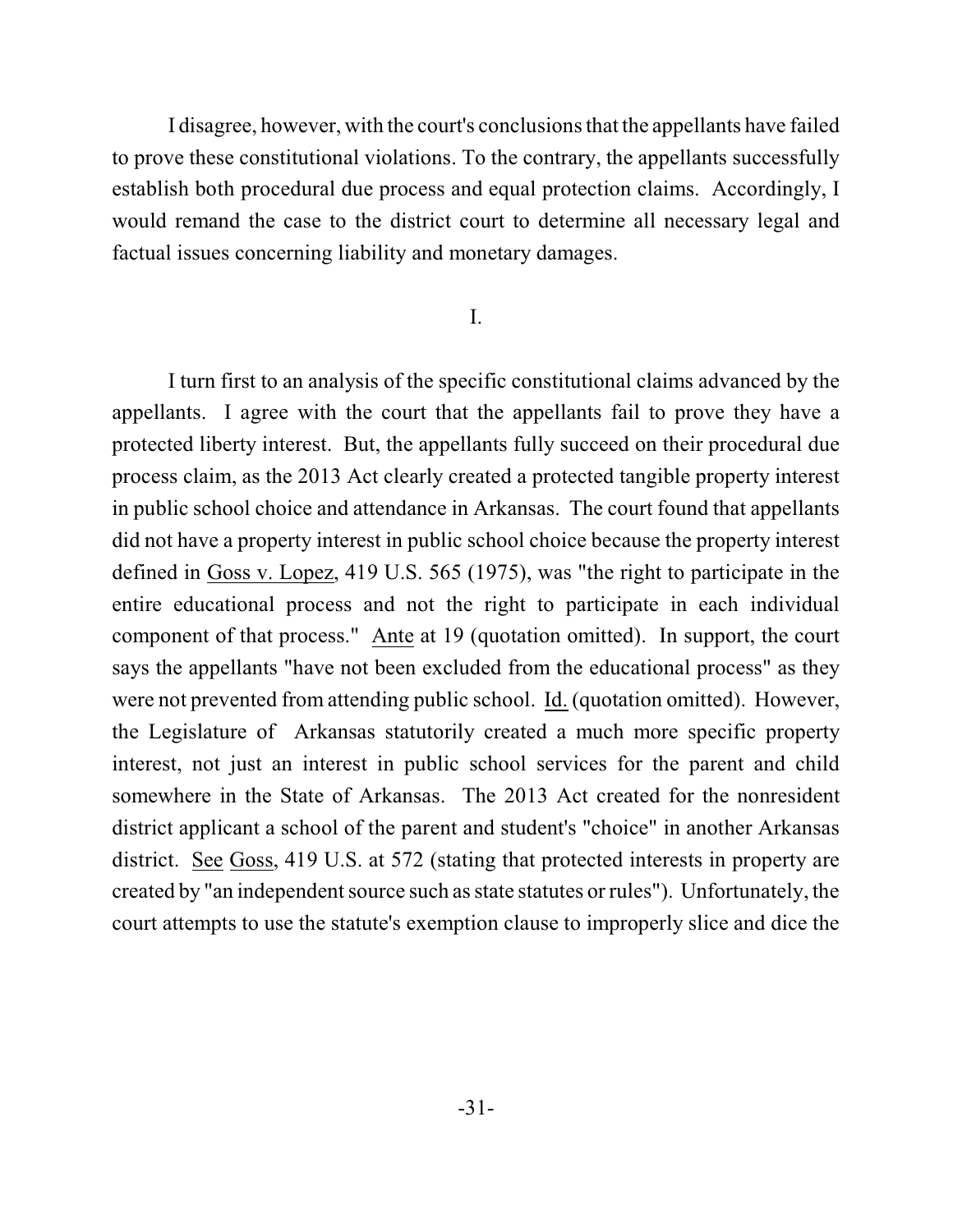I disagree, however, with the court's conclusions that the appellants have failed to prove these constitutional violations. To the contrary, the appellants successfully establish both procedural due process and equal protection claims. Accordingly, I would remand the case to the district court to determine all necessary legal and factual issues concerning liability and monetary damages.

I.

I turn first to an analysis of the specific constitutional claims advanced by the appellants. I agree with the court that the appellants fail to prove they have a protected liberty interest. But, the appellants fully succeed on their procedural due process claim, as the 2013 Act clearly created a protected tangible property interest in public school choice and attendance in Arkansas. The court found that appellants did not have a property interest in public school choice because the property interest defined in Goss v. Lopez, 419 U.S. 565 (1975), was "the right to participate in the entire educational process and not the right to participate in each individual component of that process." Ante at 19 (quotation omitted). In support, the court says the appellants "have not been excluded from the educational process" as they were not prevented from attending public school. Id. (quotation omitted). However, the Legislature of Arkansas statutorily created a much more specific property interest, not just an interest in public school services for the parent and child somewhere in the State of Arkansas. The 2013 Act created for the nonresident district applicant a school of the parent and student's "choice" in another Arkansas district. See Goss, 419 U.S. at 572 (stating that protected interests in property are created by "an independent source such as state statutes or rules"). Unfortunately, the court attempts to use the statute's exemption clause to improperly slice and dice the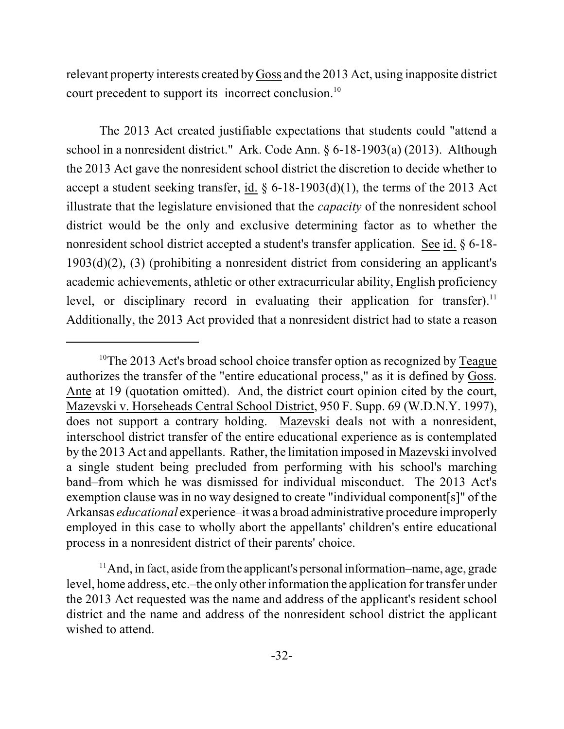relevant property interests created by Goss and the 2013 Act, using inapposite district court precedent to support its incorrect conclusion.[10]

The 2013 Act created justifiable expectations that students could "attend a school in a nonresident district." Ark. Code Ann. § 6-18-1903(a) (2013). Although the 2013 Act gave the nonresident school district the discretion to decide whether to accept a student seeking transfer, id. § 6-18-1903(d)(1), the terms of the 2013 Act illustrate that the legislature envisioned that the *capacity* of the nonresident school district would be the only and exclusive determining factor as to whether the nonresident school district accepted a student's transfer application. See id. § 6-18-1903(d)(2), (3) (prohibiting a nonresident district from considering an applicant's academic achievements, athletic or other extracurricular ability, English proficiency level, or disciplinary record in evaluating their application for transfer).[11] Additionally, the 2013 Act provided that a nonresident district had to state a reason

---

[10]The 2013 Act's broad school choice transfer option as recognized by Teague authorizes the transfer of the "entire educational process," as it is defined by Goss. Ante at 19 (quotation omitted). And, the district court opinion cited by the court, Mazevski v. Horseheads Central School District, 950 F. Supp. 69 (W.D.N.Y. 1997), does not support a contrary holding. Mazevski deals not with a nonresident, interschool district transfer of the entire educational experience as is contemplated by the 2013 Act and appellants. Rather, the limitation imposed in Mazevski involved a single student being precluded from performing with his school's marching band–from which he was dismissed for individual misconduct. The 2013 Act's exemption clause was in no way designed to create "individual component[s]" of the Arkansas *educational* experience–it was a broad administrative procedure improperly employed in this case to wholly abort the appellants' children's entire educational process in a nonresident district of their parents' choice.

[11]And, in fact, aside from the applicant's personal information–name, age, grade level, home address, etc.–the only other information the application for transfer under the 2013 Act requested was the name and address of the applicant's resident school district and the name and address of the nonresident school district the applicant wished to attend.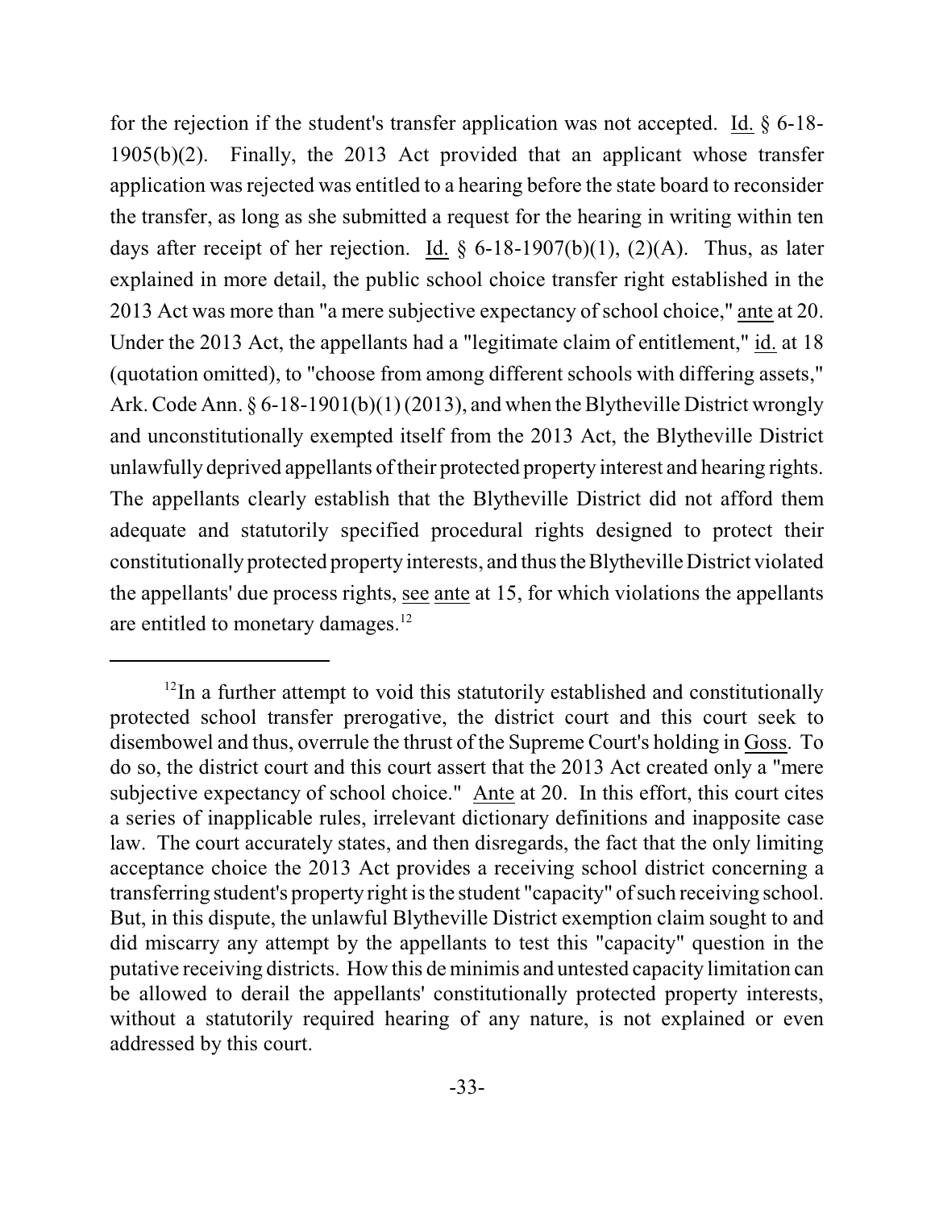for the rejection if the student's transfer application was not accepted. Id. § 6-18-1905(b)(2). Finally, the 2013 Act provided that an applicant whose transfer application was rejected was entitled to a hearing before the state board to reconsider the transfer, as long as she submitted a request for the hearing in writing within ten days after receipt of her rejection. Id. § 6-18-1907(b)(1), (2)(A). Thus, as later explained in more detail, the public school choice transfer right established in the 2013 Act was more than "a mere subjective expectancy of school choice," ante at 20. Under the 2013 Act, the appellants had a "legitimate claim of entitlement," id. at 18 (quotation omitted), to "choose from among different schools with differing assets," Ark. Code Ann. § 6-18-1901(b)(1) (2013), and when the Blytheville District wrongly and unconstitutionally exempted itself from the 2013 Act, the Blytheville District unlawfully deprived appellants of their protected property interest and hearing rights. The appellants clearly establish that the Blytheville District did not afford them adequate and statutorily specified procedural rights designed to protect their constitutionally protected property interests, and thus the Blytheville District violated the appellants' due process rights, see ante at 15, for which violations the appellants are entitled to monetary damages.[12]

---

[12] In a further attempt to void this statutorily established and constitutionally protected school transfer prerogative, the district court and this court seek to disembowel and thus, overrule the thrust of the Supreme Court's holding in Goss. To do so, the district court and this court assert that the 2013 Act created only a "mere subjective expectancy of school choice." Ante at 20. In this effort, this court cites a series of inapplicable rules, irrelevant dictionary definitions and inapposite case law. The court accurately states, and then disregards, the fact that the only limiting acceptance choice the 2013 Act provides a receiving school district concerning a transferring student's property right is the student "capacity" of such receiving school. But, in this dispute, the unlawful Blytheville District exemption claim sought to and did miscarry any attempt by the appellants to test this "capacity" question in the putative receiving districts. How this de minimis and untested capacity limitation can be allowed to derail the appellants' constitutionally protected property interests, without a statutorily required hearing of any nature, is not explained or even addressed by this court.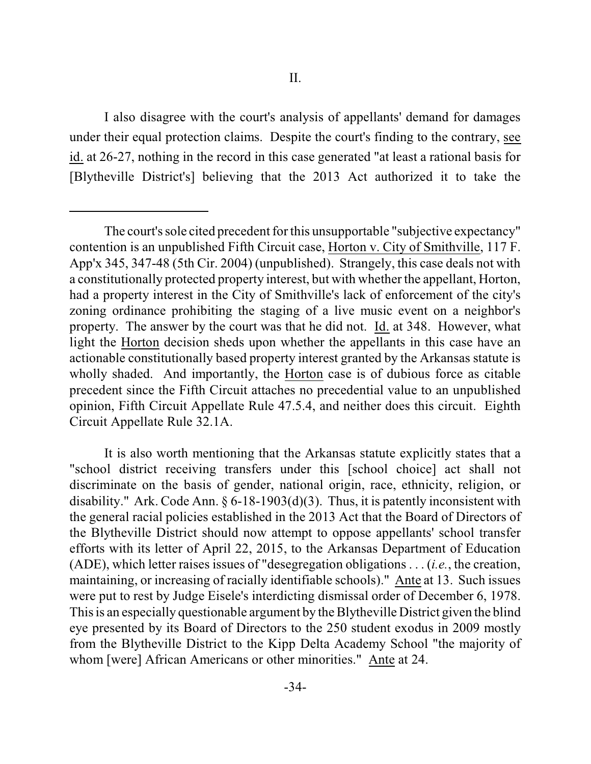## II.

I also disagree with the court's analysis of appellants' demand for damages under their equal protection claims. Despite the court's finding to the contrary, see id. at 26-27, nothing in the record in this case generated "at least a rational basis for [Blytheville District's] believing that the 2013 Act authorized it to take the

---

The court's sole cited precedent for this unsupportable "subjective expectancy" contention is an unpublished Fifth Circuit case, Horton v. City of Smithville, 117 F. App'x 345, 347-48 (5th Cir. 2004) (unpublished). Strangely, this case deals not with a constitutionally protected property interest, but with whether the appellant, Horton, had a property interest in the City of Smithville's lack of enforcement of the city's zoning ordinance prohibiting the staging of a live music event on a neighbor's property. The answer by the court was that he did not. Id. at 348. However, what light the Horton decision sheds upon whether the appellants in this case have an actionable constitutionally based property interest granted by the Arkansas statute is wholly shaded. And importantly, the Horton case is of dubious force as citable precedent since the Fifth Circuit attaches no precedential value to an unpublished opinion, Fifth Circuit Appellate Rule 47.5.4, and neither does this circuit. Eighth Circuit Appellate Rule 32.1A.

It is also worth mentioning that the Arkansas statute explicitly states that a "school district receiving transfers under this [school choice] act shall not discriminate on the basis of gender, national origin, race, ethnicity, religion, or disability." Ark. Code Ann. § 6-18-1903(d)(3). Thus, it is patently inconsistent with the general racial policies established in the 2013 Act that the Board of Directors of the Blytheville District should now attempt to oppose appellants' school transfer efforts with its letter of April 22, 2015, to the Arkansas Department of Education (ADE), which letter raises issues of "desegregation obligations . . . (*i.e.*, the creation, maintaining, or increasing of racially identifiable schools)." Ante at 13. Such issues were put to rest by Judge Eisele's interdicting dismissal order of December 6, 1978. This is an especially questionable argument by the Blytheville District given the blind eye presented by its Board of Directors to the 250 student exodus in 2009 mostly from the Blytheville District to the Kipp Delta Academy School "the majority of whom [were] African Americans or other minorities." Ante at 24.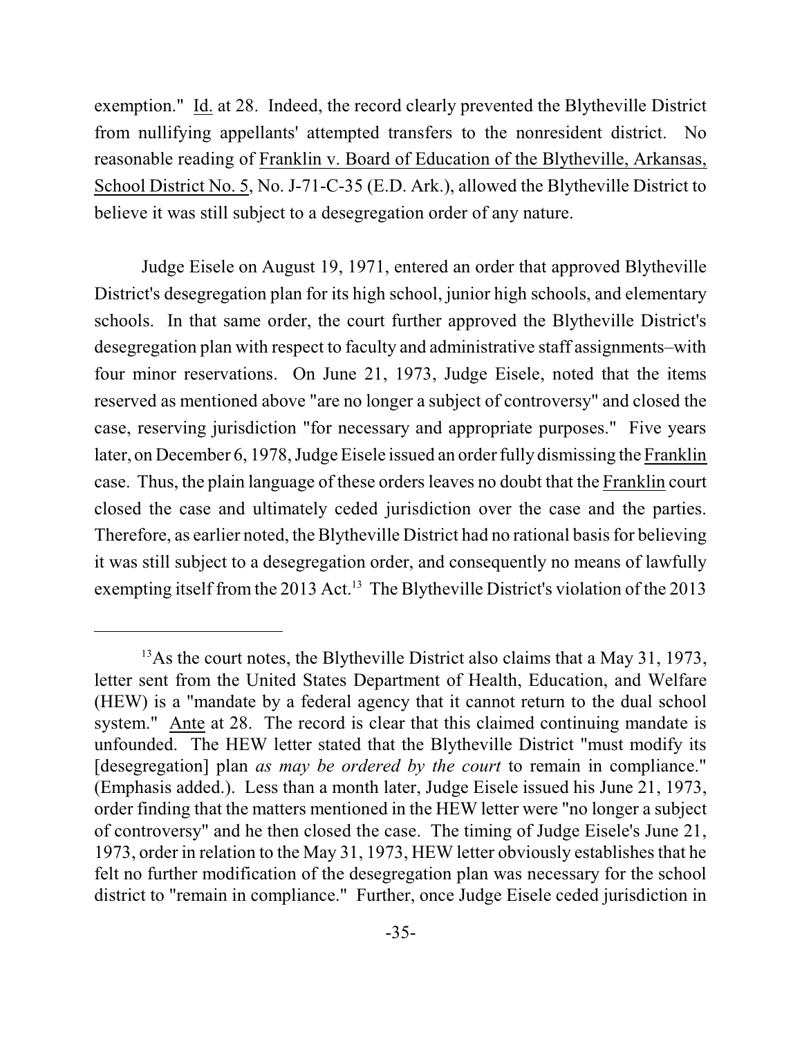exemption." Id. at 28. Indeed, the record clearly prevented the Blytheville District from nullifying appellants' attempted transfers to the nonresident district. No reasonable reading of Franklin v. Board of Education of the Blytheville, Arkansas, School District No. 5, No. J-71-C-35 (E.D. Ark.), allowed the Blytheville District to believe it was still subject to a desegregation order of any nature.

Judge Eisele on August 19, 1971, entered an order that approved Blytheville District's desegregation plan for its high school, junior high schools, and elementary schools. In that same order, the court further approved the Blytheville District's desegregation plan with respect to faculty and administrative staff assignments–with four minor reservations. On June 21, 1973, Judge Eisele, noted that the items reserved as mentioned above "are no longer a subject of controversy" and closed the case, reserving jurisdiction "for necessary and appropriate purposes." Five years later, on December 6, 1978, Judge Eisele issued an order fully dismissing the Franklin case. Thus, the plain language of these orders leaves no doubt that the Franklin court closed the case and ultimately ceded jurisdiction over the case and the parties. Therefore, as earlier noted, the Blytheville District had no rational basis for believing it was still subject to a desegregation order, and consequently no means of lawfully exempting itself from the 2013 Act.[13] The Blytheville District's violation of the 2013

---

[13]As the court notes, the Blytheville District also claims that a May 31, 1973, letter sent from the United States Department of Health, Education, and Welfare (HEW) is a "mandate by a federal agency that it cannot return to the dual school system." Ante at 28. The record is clear that this claimed continuing mandate is unfounded. The HEW letter stated that the Blytheville District "must modify its [desegregation] plan *as may be ordered by the court* to remain in compliance." (Emphasis added.). Less than a month later, Judge Eisele issued his June 21, 1973, order finding that the matters mentioned in the HEW letter were "no longer a subject of controversy" and he then closed the case. The timing of Judge Eisele's June 21, 1973, order in relation to the May 31, 1973, HEW letter obviously establishes that he felt no further modification of the desegregation plan was necessary for the school district to "remain in compliance." Further, once Judge Eisele ceded jurisdiction in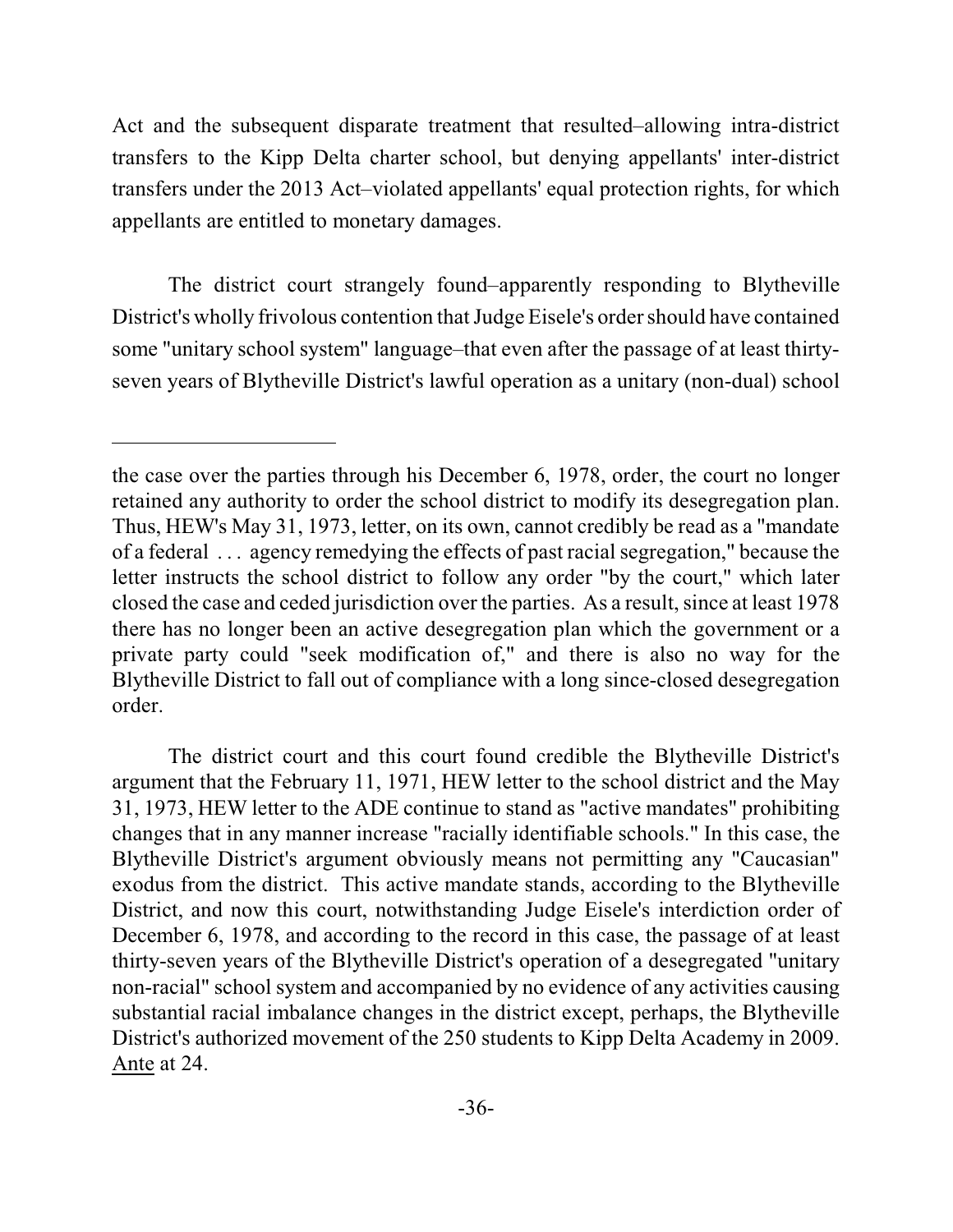Act and the subsequent disparate treatment that resulted–allowing intra-district transfers to the Kipp Delta charter school, but denying appellants' inter-district transfers under the 2013 Act–violated appellants' equal protection rights, for which appellants are entitled to monetary damages.

The district court strangely found–apparently responding to Blytheville District's wholly frivolous contention that Judge Eisele's order should have contained some "unitary school system" language–that even after the passage of at least thirty-seven years of Blytheville District's lawful operation as a unitary (non-dual) school

---

the case over the parties through his December 6, 1978, order, the court no longer retained any authority to order the school district to modify its desegregation plan. Thus, HEW's May 31, 1973, letter, on its own, cannot credibly be read as a "mandate of a federal . . . agency remedying the effects of past racial segregation," because the letter instructs the school district to follow any order "by the court," which later closed the case and ceded jurisdiction over the parties. As a result, since at least 1978 there has no longer been an active desegregation plan which the government or a private party could "seek modification of," and there is also no way for the Blytheville District to fall out of compliance with a long since-closed desegregation order.

The district court and this court found credible the Blytheville District's argument that the February 11, 1971, HEW letter to the school district and the May 31, 1973, HEW letter to the ADE continue to stand as "active mandates" prohibiting changes that in any manner increase "racially identifiable schools." In this case, the Blytheville District's argument obviously means not permitting any "Caucasian" exodus from the district. This active mandate stands, according to the Blytheville District, and now this court, notwithstanding Judge Eisele's interdiction order of December 6, 1978, and according to the record in this case, the passage of at least thirty-seven years of the Blytheville District's operation of a desegregated "unitary non-racial" school system and accompanied by no evidence of any activities causing substantial racial imbalance changes in the district except, perhaps, the Blytheville District's authorized movement of the 250 students to Kipp Delta Academy in 2009. Ante at 24.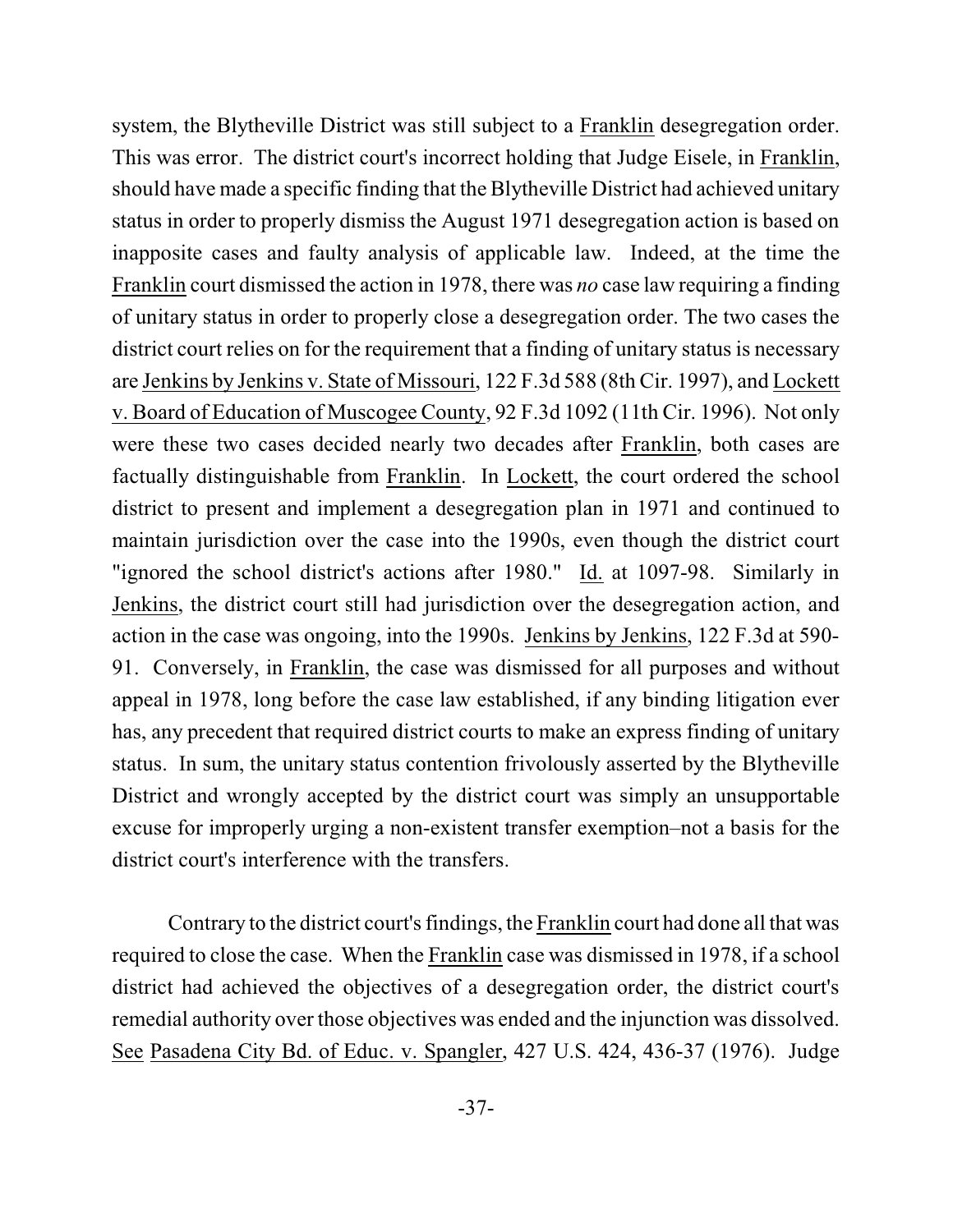system, the Blytheville District was still subject to a Franklin desegregation order. This was error. The district court's incorrect holding that Judge Eisele, in Franklin, should have made a specific finding that the Blytheville District had achieved unitary status in order to properly dismiss the August 1971 desegregation action is based on inapposite cases and faulty analysis of applicable law. Indeed, at the time the Franklin court dismissed the action in 1978, there was *no* case law requiring a finding of unitary status in order to properly close a desegregation order. The two cases the district court relies on for the requirement that a finding of unitary status is necessary are Jenkins by Jenkins v. State of Missouri, 122 F.3d 588 (8th Cir. 1997), and Lockett v. Board of Education of Muscogee County, 92 F.3d 1092 (11th Cir. 1996). Not only were these two cases decided nearly two decades after Franklin, both cases are factually distinguishable from Franklin. In Lockett, the court ordered the school district to present and implement a desegregation plan in 1971 and continued to maintain jurisdiction over the case into the 1990s, even though the district court "ignored the school district's actions after 1980." Id. at 1097-98. Similarly in Jenkins, the district court still had jurisdiction over the desegregation action, and action in the case was ongoing, into the 1990s. Jenkins by Jenkins, 122 F.3d at 590-91. Conversely, in Franklin, the case was dismissed for all purposes and without appeal in 1978, long before the case law established, if any binding litigation ever has, any precedent that required district courts to make an express finding of unitary status. In sum, the unitary status contention frivolously asserted by the Blytheville District and wrongly accepted by the district court was simply an unsupportable excuse for improperly urging a non-existent transfer exemption–not a basis for the district court's interference with the transfers.

Contrary to the district court's findings, the Franklin court had done all that was required to close the case. When the Franklin case was dismissed in 1978, if a school district had achieved the objectives of a desegregation order, the district court's remedial authority over those objectives was ended and the injunction was dissolved. See Pasadena City Bd. of Educ. v. Spangler, 427 U.S. 424, 436-37 (1976). Judge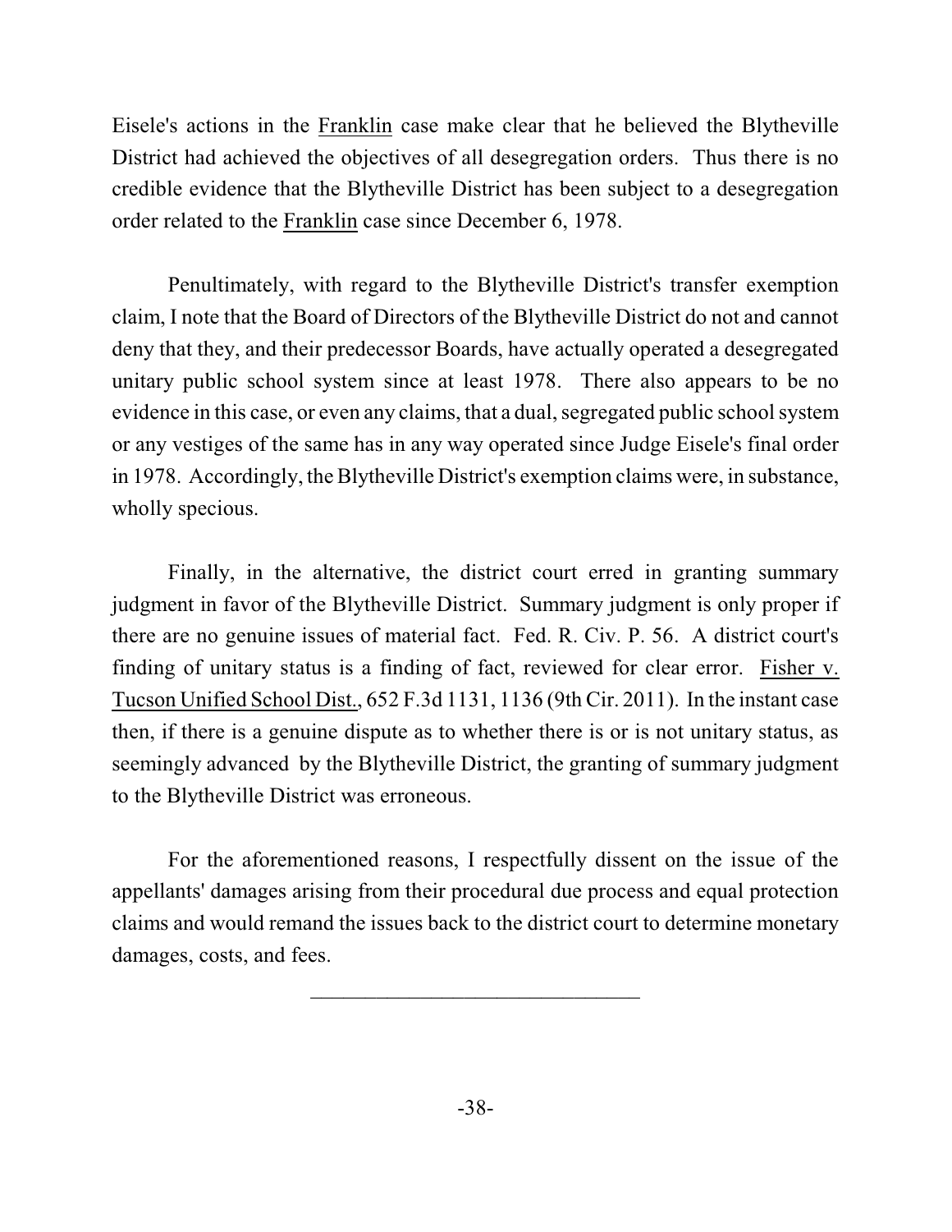Eisele's actions in the Franklin case make clear that he believed the Blytheville District had achieved the objectives of all desegregation orders. Thus there is no credible evidence that the Blytheville District has been subject to a desegregation order related to the Franklin case since December 6, 1978.

Penultimately, with regard to the Blytheville District's transfer exemption claim, I note that the Board of Directors of the Blytheville District do not and cannot deny that they, and their predecessor Boards, have actually operated a desegregated unitary public school system since at least 1978. There also appears to be no evidence in this case, or even any claims, that a dual, segregated public school system or any vestiges of the same has in any way operated since Judge Eisele's final order in 1978. Accordingly, the Blytheville District's exemption claims were, in substance, wholly specious.

Finally, in the alternative, the district court erred in granting summary judgment in favor of the Blytheville District. Summary judgment is only proper if there are no genuine issues of material fact. Fed. R. Civ. P. 56. A district court's finding of unitary status is a finding of fact, reviewed for clear error. Fisher v. Tucson Unified School Dist., 652 F.3d 1131, 1136 (9th Cir. 2011). In the instant case then, if there is a genuine dispute as to whether there is or is not unitary status, as seemingly advanced by the Blytheville District, the granting of summary judgment to the Blytheville District was erroneous.

For the aforementioned reasons, I respectfully dissent on the issue of the appellants' damages arising from their procedural due process and equal protection claims and would remand the issues back to the district court to determine monetary damages, costs, and fees.

---